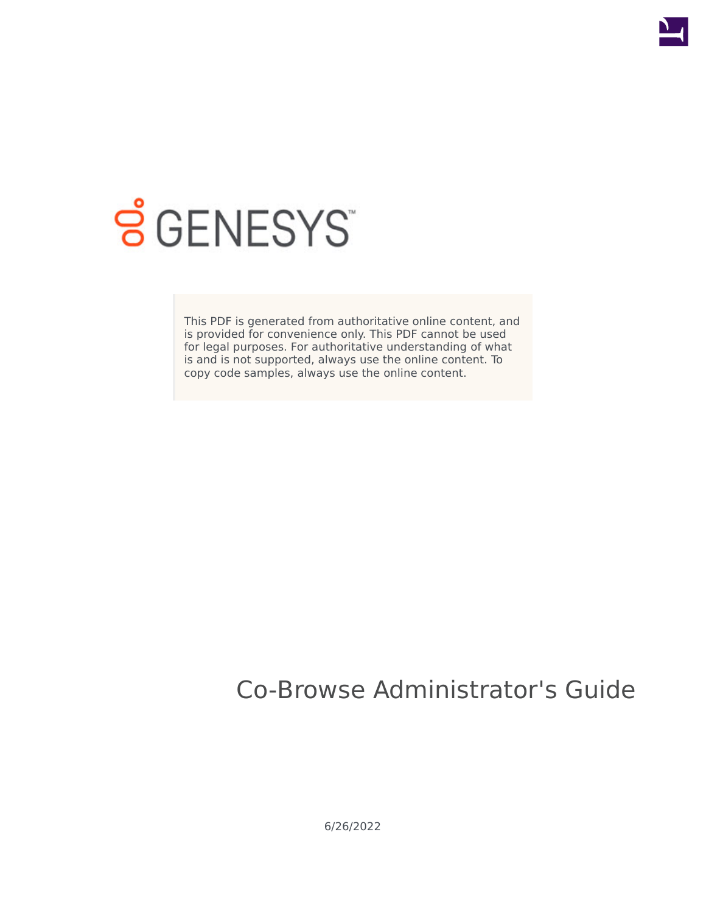GENESYS

This PDF is generated from authoritative online content, and is provided for convenience only. This PDF cannot be used for legal purposes. For authoritative understanding of what is and is not supported, always use the online content. To copy code samples, always use the online content.

# Co-Browse Administrator's Guide

6/26/2022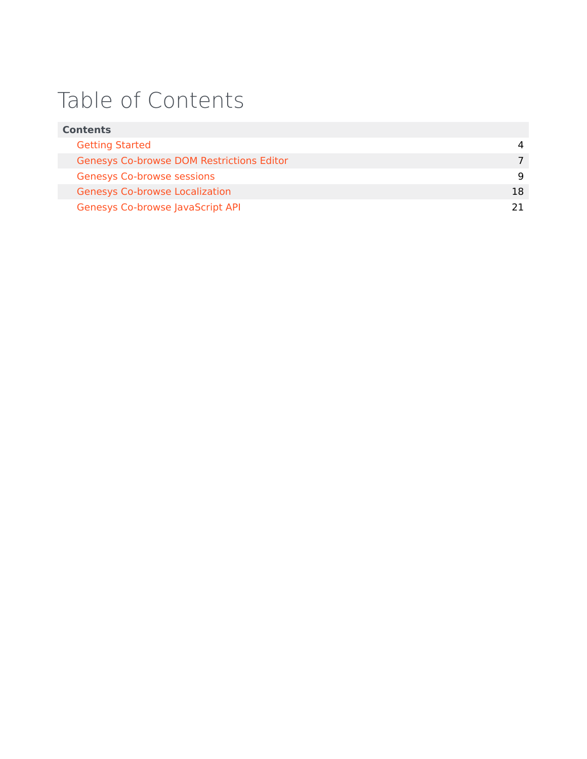# Table of Contents

| Contents | |
|---|---|
| Getting Started | 4 |
| Genesys Co-browse DOM Restrictions Editor | 7 |
| Genesys Co-browse sessions | 9 |
| Genesys Co-browse Localization | 18 |
| Genesys Co-browse JavaScript API | 21 |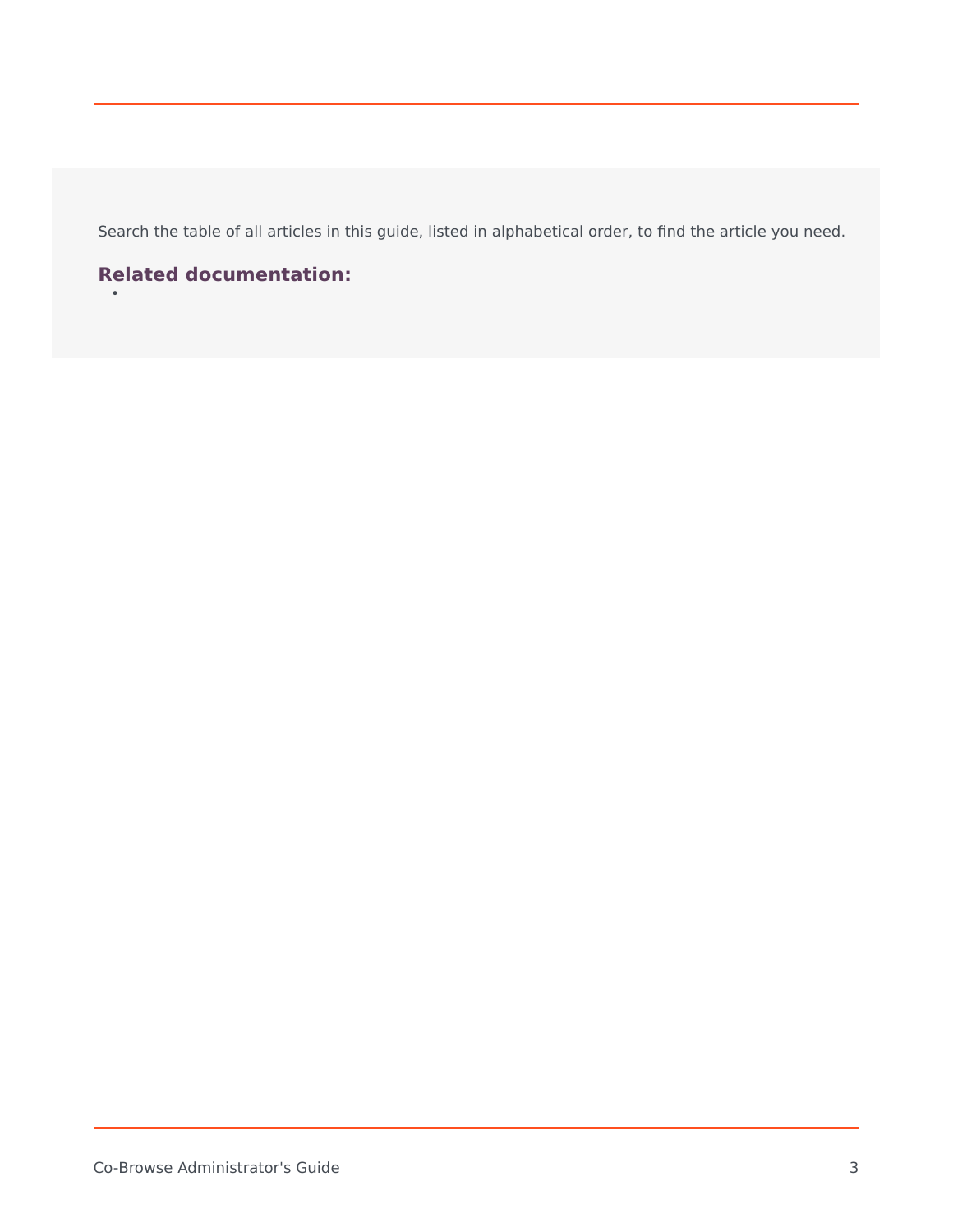Search the table of all articles in this guide, listed in alphabetical order, to find the article you need.

**Related documentation:**

-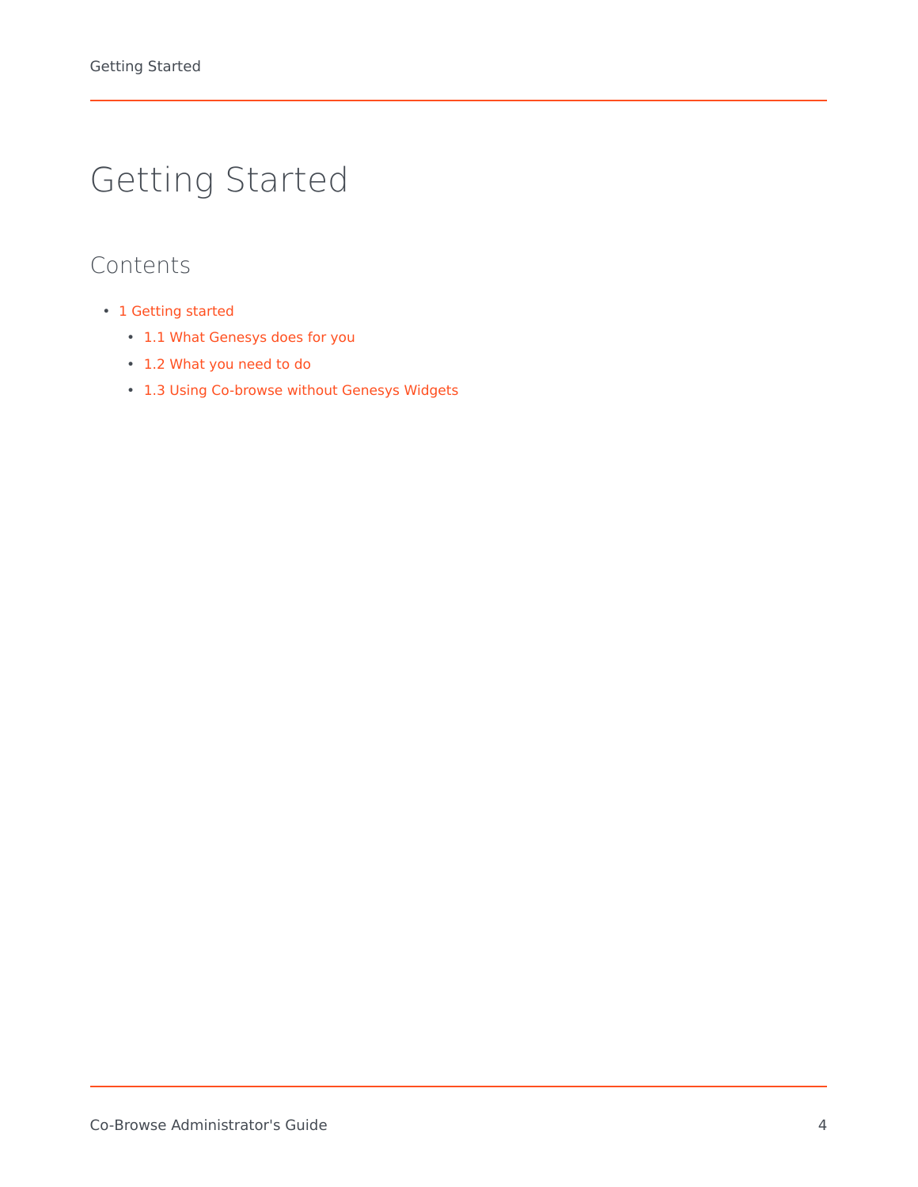# Getting Started

## Contents

- 1 Getting started
  - 1.1 What Genesys does for you
  - 1.2 What you need to do
  - 1.3 Using Co-browse without Genesys Widgets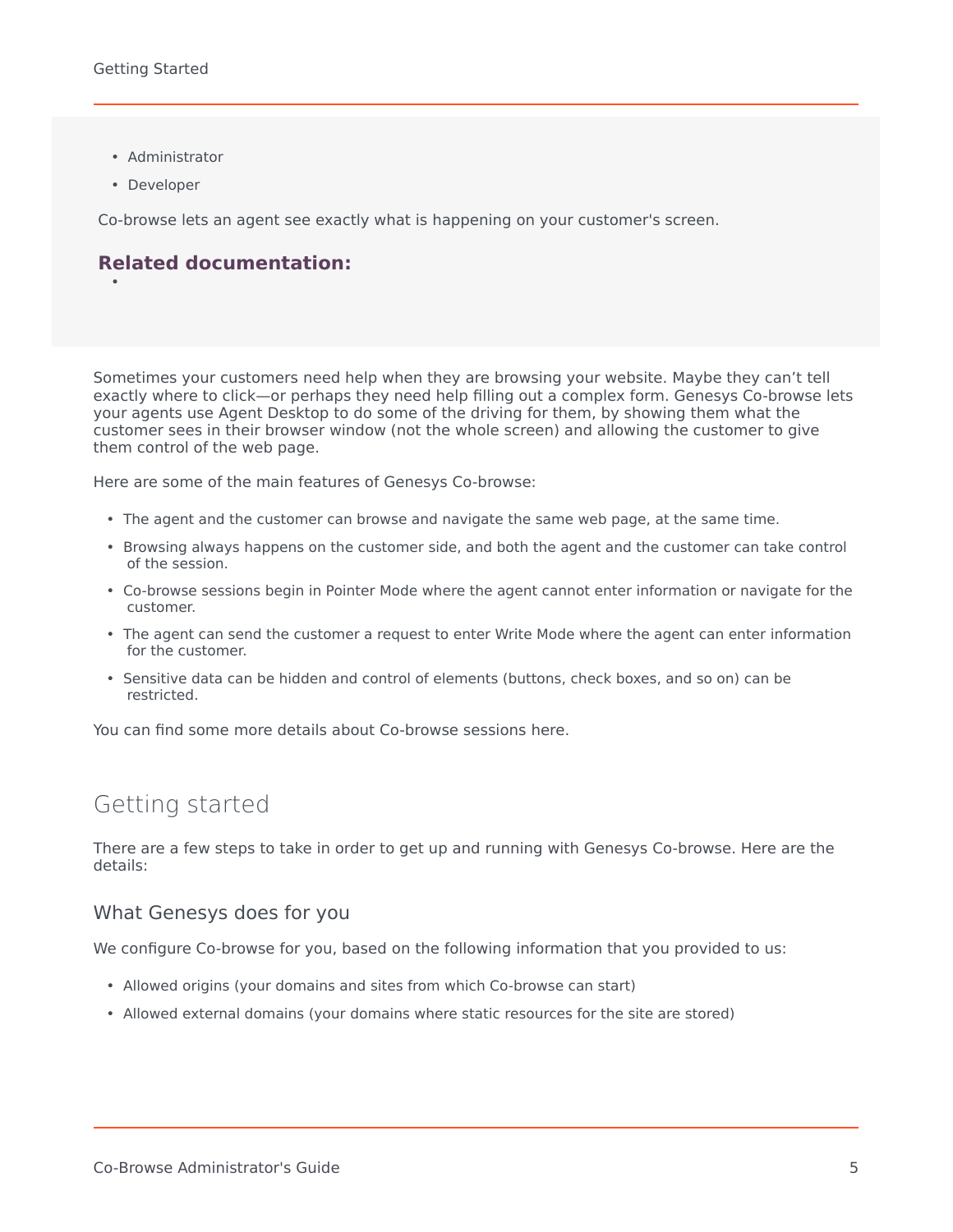- Administrator
- Developer

Co-browse lets an agent see exactly what is happening on your customer's screen.

**Related documentation:**

-

Sometimes your customers need help when they are browsing your website. Maybe they can’t tell exactly where to click—or perhaps they need help filling out a complex form. Genesys Co-browse lets your agents use Agent Desktop to do some of the driving for them, by showing them what the customer sees in their browser window (not the whole screen) and allowing the customer to give them control of the web page.

Here are some of the main features of Genesys Co-browse:

- The agent and the customer can browse and navigate the same web page, at the same time.
- Browsing always happens on the customer side, and both the agent and the customer can take control of the session.
- Co-browse sessions begin in Pointer Mode where the agent cannot enter information or navigate for the customer.
- The agent can send the customer a request to enter Write Mode where the agent can enter information for the customer.
- Sensitive data can be hidden and control of elements (buttons, check boxes, and so on) can be restricted.

You can find some more details about Co-browse sessions here.

## Getting started

There are a few steps to take in order to get up and running with Genesys Co-browse. Here are the details:

### What Genesys does for you

We configure Co-browse for you, based on the following information that you provided to us:

- Allowed origins (your domains and sites from which Co-browse can start)
- Allowed external domains (your domains where static resources for the site are stored)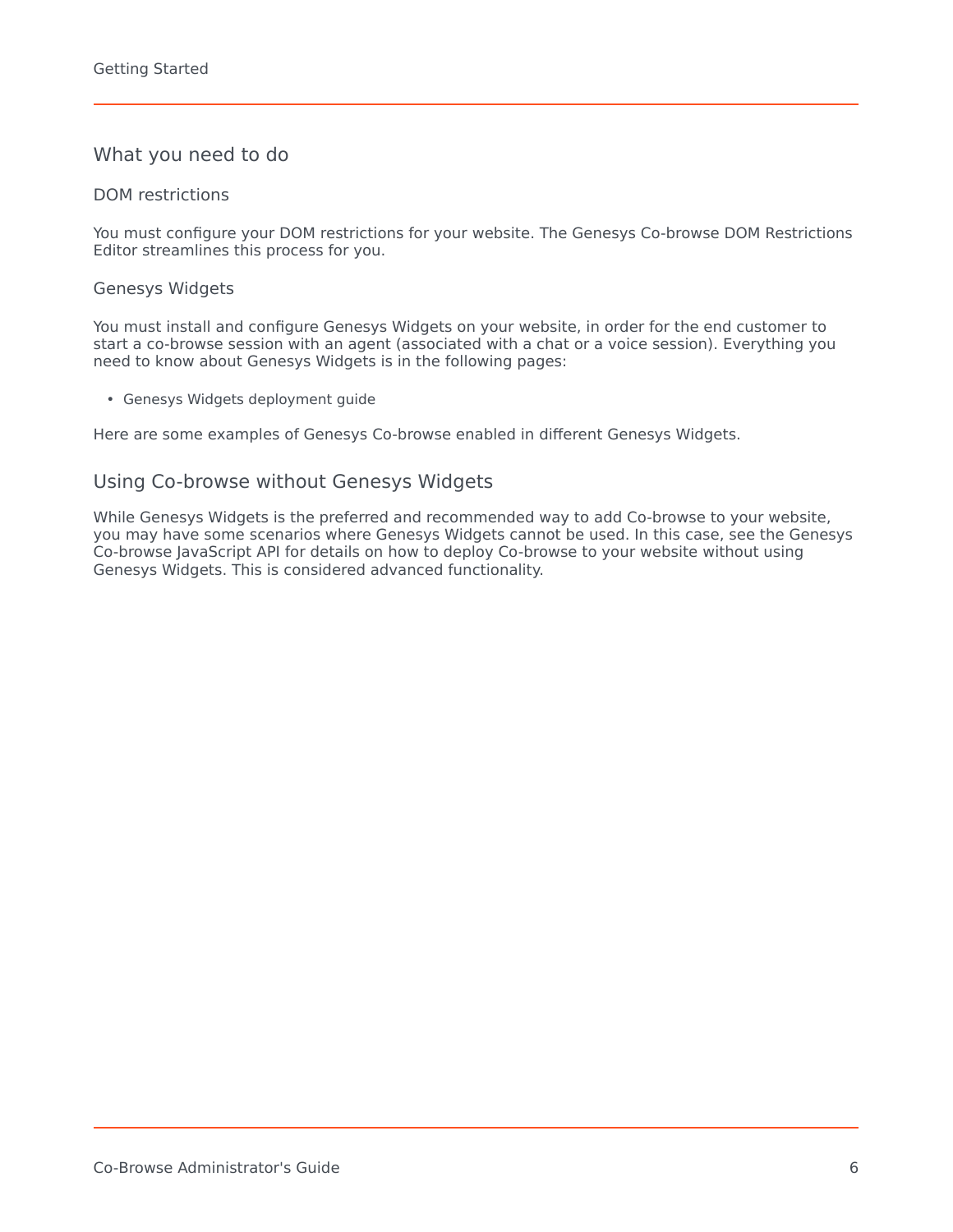## What you need to do

### DOM restrictions

You must configure your DOM restrictions for your website. The Genesys Co-browse DOM Restrictions Editor streamlines this process for you.

### Genesys Widgets

You must install and configure Genesys Widgets on your website, in order for the end customer to start a co-browse session with an agent (associated with a chat or a voice session). Everything you need to know about Genesys Widgets is in the following pages:

- Genesys Widgets deployment guide

Here are some examples of Genesys Co-browse enabled in different Genesys Widgets.

## Using Co-browse without Genesys Widgets

While Genesys Widgets is the preferred and recommended way to add Co-browse to your website, you may have some scenarios where Genesys Widgets cannot be used. In this case, see the Genesys Co-browse JavaScript API for details on how to deploy Co-browse to your website without using Genesys Widgets. This is considered advanced functionality.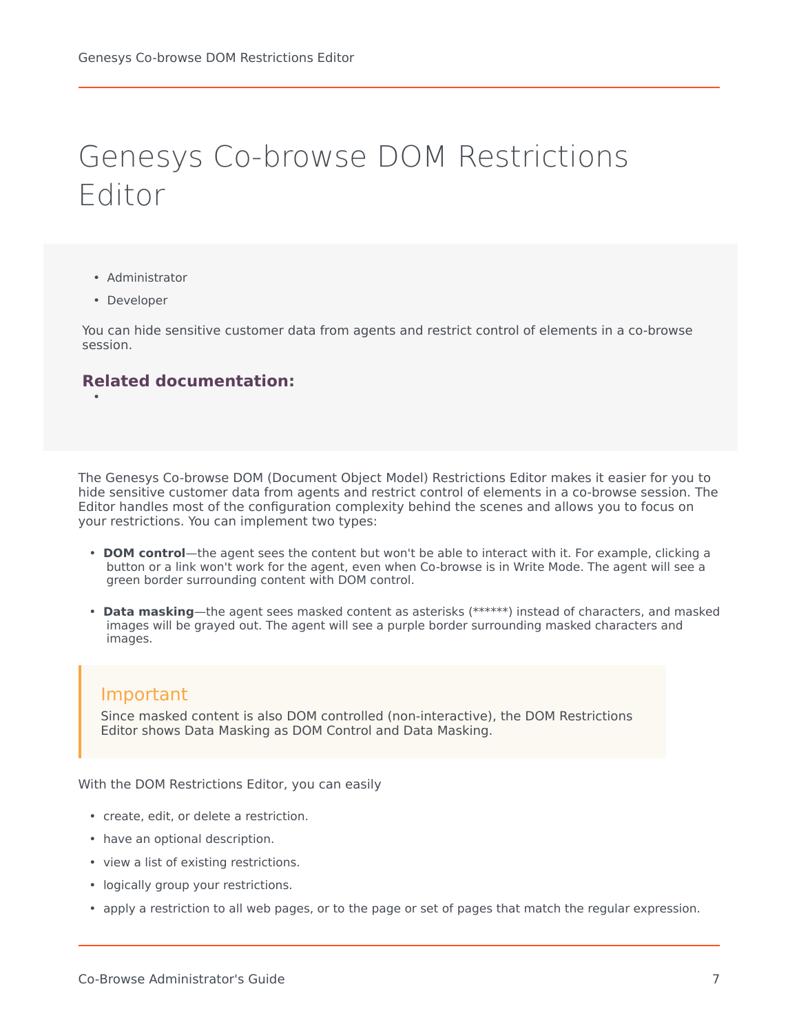# Genesys Co-browse DOM Restrictions Editor

- Administrator
- Developer

You can hide sensitive customer data from agents and restrict control of elements in a co-browse session.

**Related documentation:**

- 

The Genesys Co-browse DOM (Document Object Model) Restrictions Editor makes it easier for you to hide sensitive customer data from agents and restrict control of elements in a co-browse session. The Editor handles most of the configuration complexity behind the scenes and allows you to focus on your restrictions. You can implement two types:

- **DOM control**—the agent sees the content but won't be able to interact with it. For example, clicking a button or a link won't work for the agent, even when Co-browse is in Write Mode. The agent will see a green border surrounding content with DOM control.
- **Data masking**—the agent sees masked content as asterisks (******) instead of characters, and masked images will be grayed out. The agent will see a purple border surrounding masked characters and images.

> **Important**
> Since masked content is also DOM controlled (non-interactive), the DOM Restrictions Editor shows Data Masking as DOM Control and Data Masking.

With the DOM Restrictions Editor, you can easily

- create, edit, or delete a restriction.
- have an optional description.
- view a list of existing restrictions.
- logically group your restrictions.
- apply a restriction to all web pages, or to the page or set of pages that match the regular expression.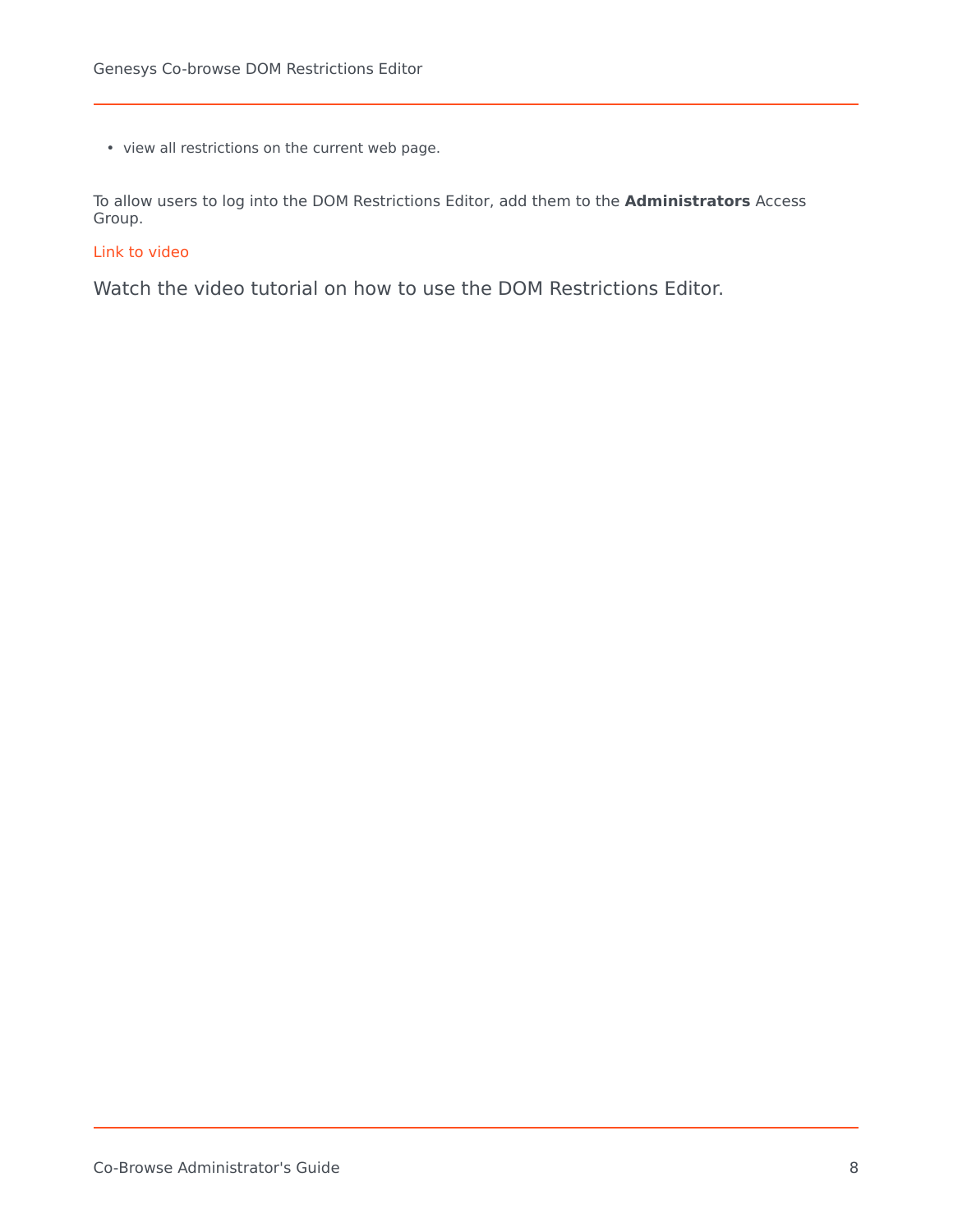- view all restrictions on the current web page.

To allow users to log into the DOM Restrictions Editor, add them to the **Administrators** Access Group.

Link to video

Watch the video tutorial on how to use the DOM Restrictions Editor.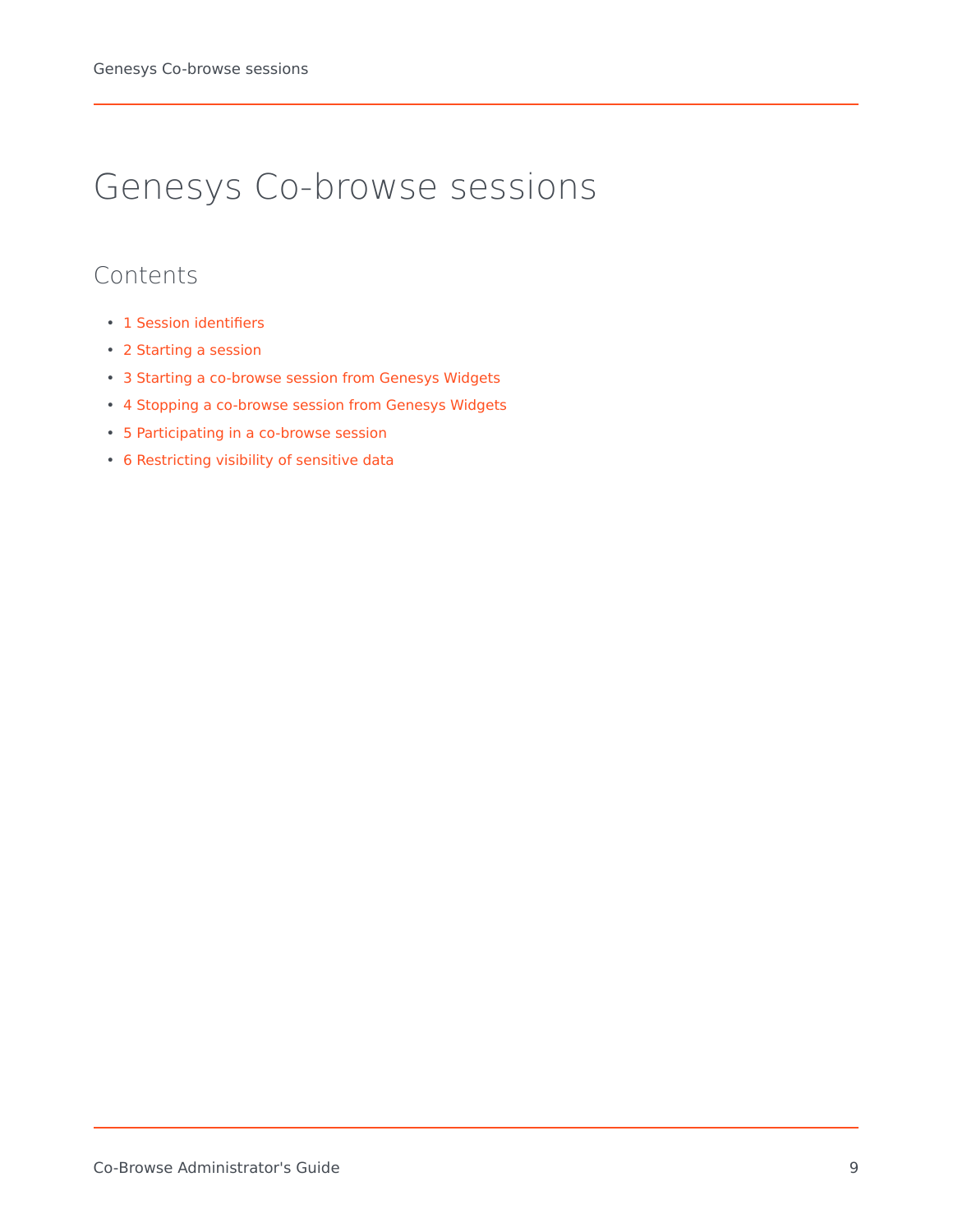# Genesys Co-browse sessions

## Contents

- 1 Session identifiers
- 2 Starting a session
- 3 Starting a co-browse session from Genesys Widgets
- 4 Stopping a co-browse session from Genesys Widgets
- 5 Participating in a co-browse session
- 6 Restricting visibility of sensitive data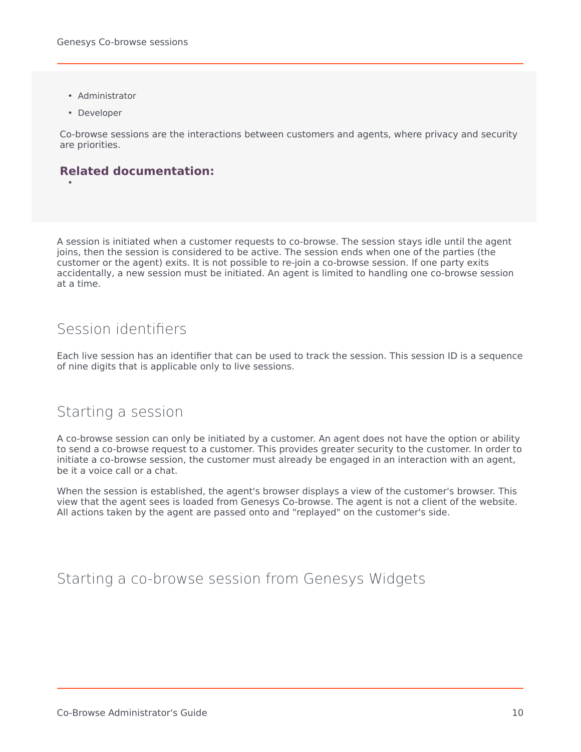- Administrator
- Developer

Co-browse sessions are the interactions between customers and agents, where privacy and security are priorities.

**Related documentation:**

- 

A session is initiated when a customer requests to co-browse. The session stays idle until the agent joins, then the session is considered to be active. The session ends when one of the parties (the customer or the agent) exits. It is not possible to re-join a co-browse session. If one party exits accidentally, a new session must be initiated. An agent is limited to handling one co-browse session at a time.

## Session identifiers

Each live session has an identifier that can be used to track the session. This session ID is a sequence of nine digits that is applicable only to live sessions.

## Starting a session

A co-browse session can only be initiated by a customer. An agent does not have the option or ability to send a co-browse request to a customer. This provides greater security to the customer. In order to initiate a co-browse session, the customer must already be engaged in an interaction with an agent, be it a voice call or a chat.

When the session is established, the agent's browser displays a view of the customer's browser. This view that the agent sees is loaded from Genesys Co-browse. The agent is not a client of the website. All actions taken by the agent are passed onto and "replayed" on the customer's side.

## Starting a co-browse session from Genesys Widgets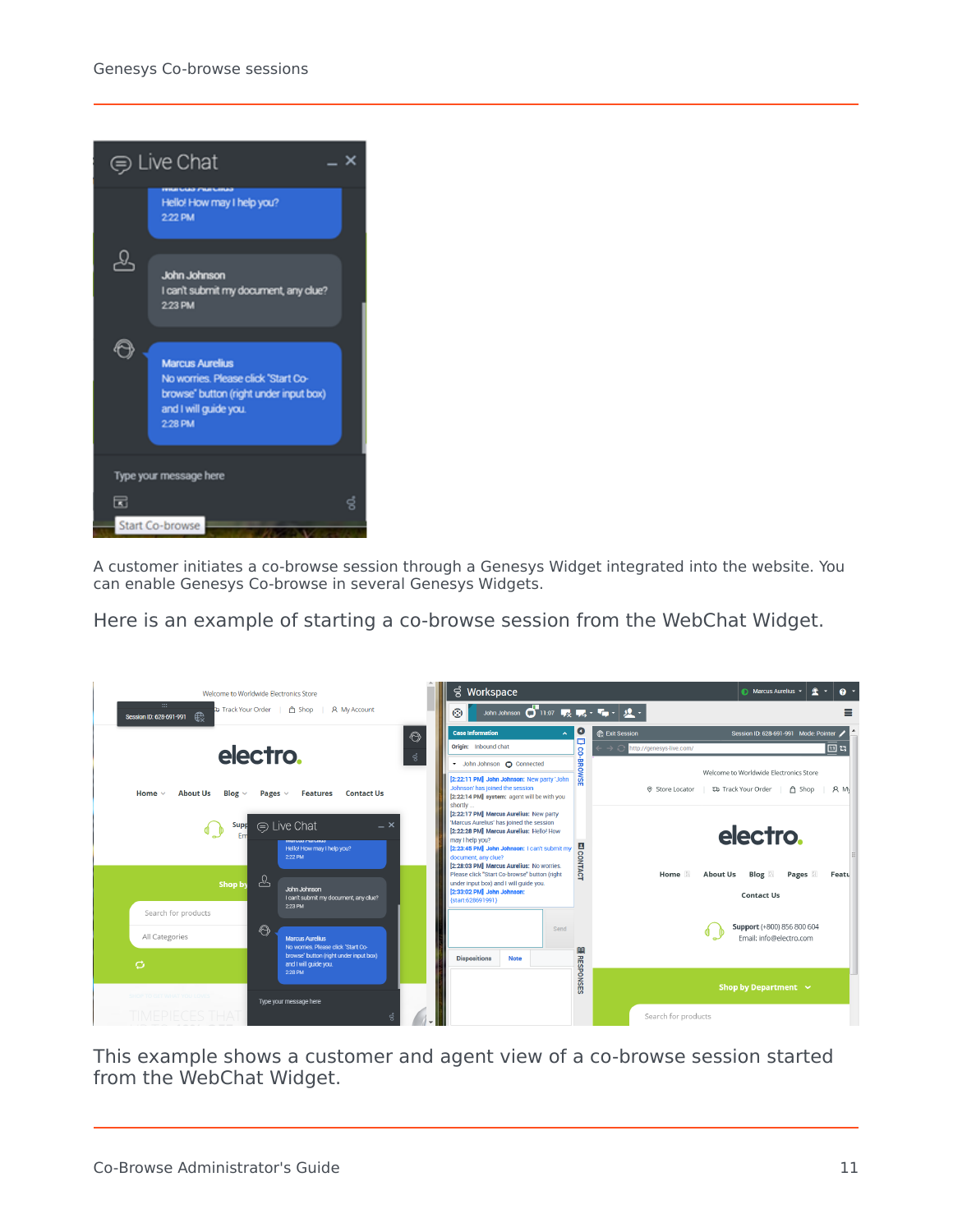A customer initiates a co-browse session through a Genesys Widget integrated into the website. You can enable Genesys Co-browse in several Genesys Widgets.

Here is an example of starting a co-browse session from the WebChat Widget.

This example shows a customer and agent view of a co-browse session started from the WebChat Widget.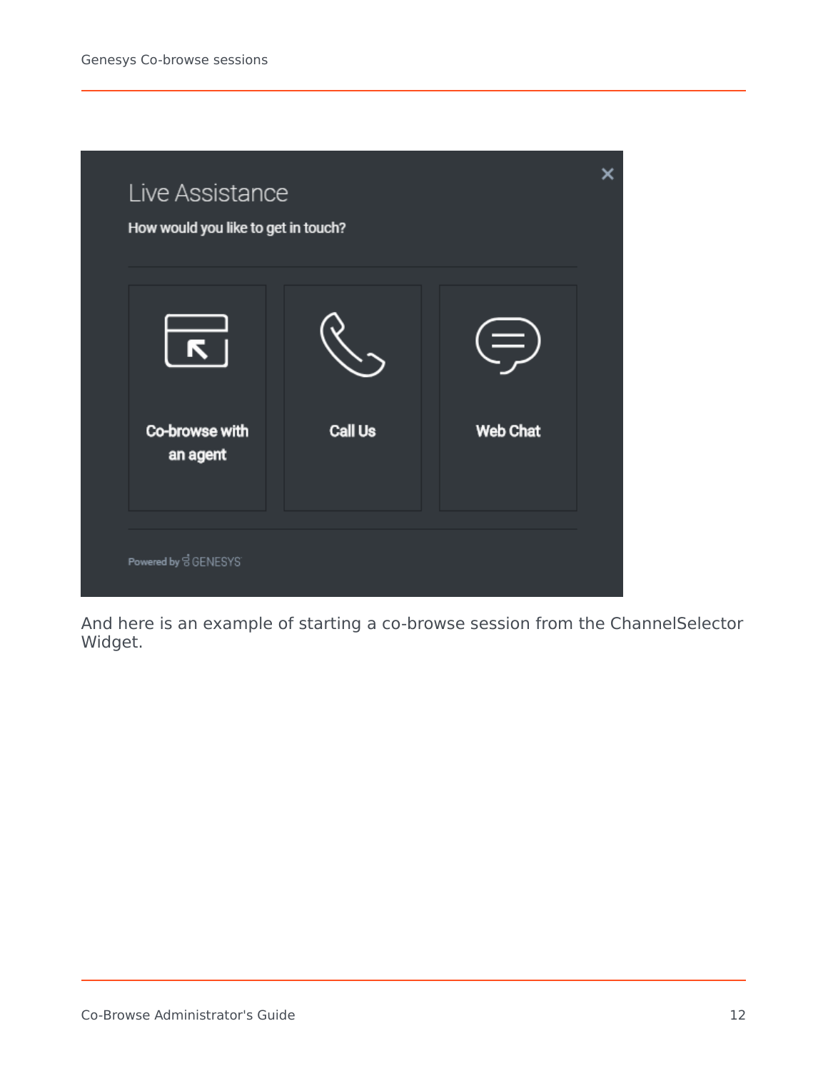Live Assistance

How would you like to get in touch?

Co-browse with an agent

Call Us

Web Chat

Powered by GENESYS

And here is an example of starting a co-browse session from the ChannelSelector Widget.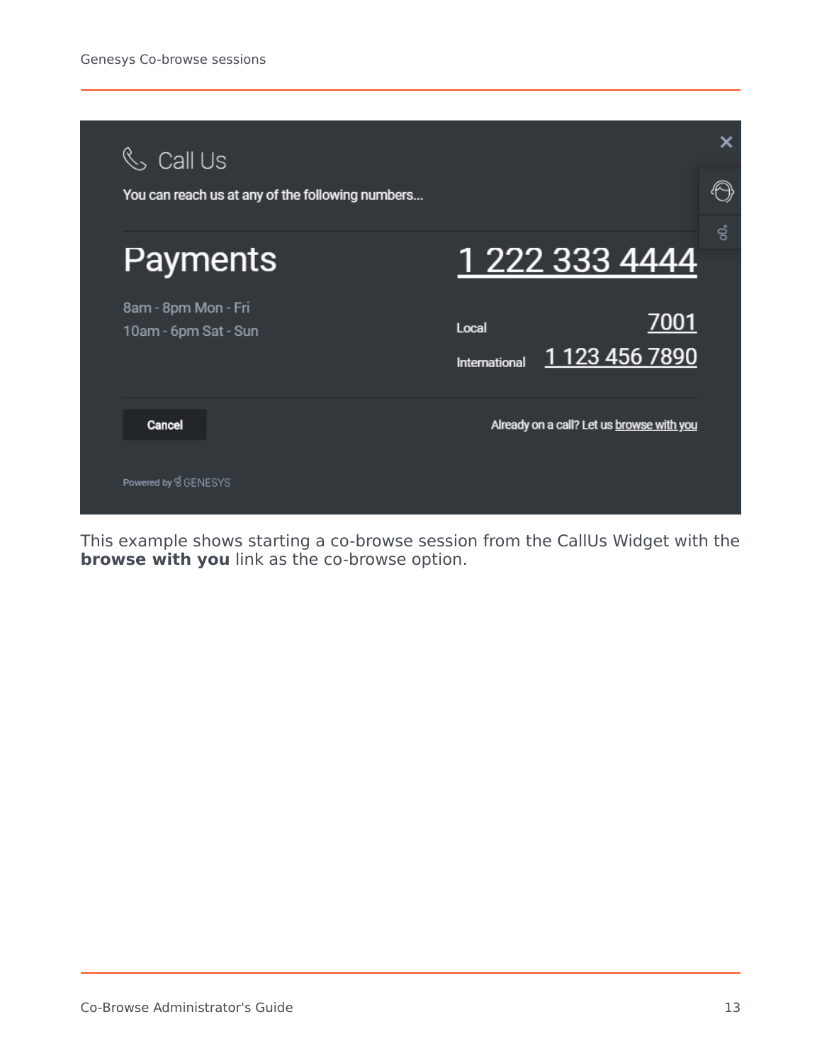This example shows starting a co-browse session from the CallUs Widget with the **browse with you** link as the co-browse option.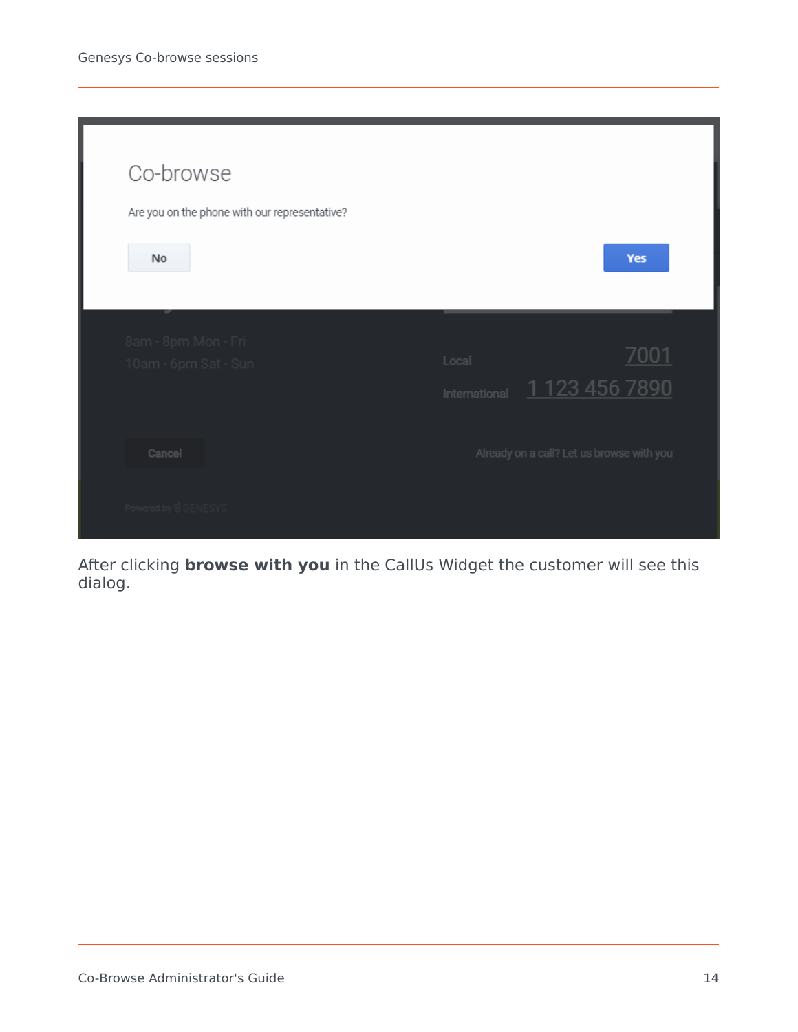After clicking **browse with you** in the CallUs Widget the customer will see this dialog.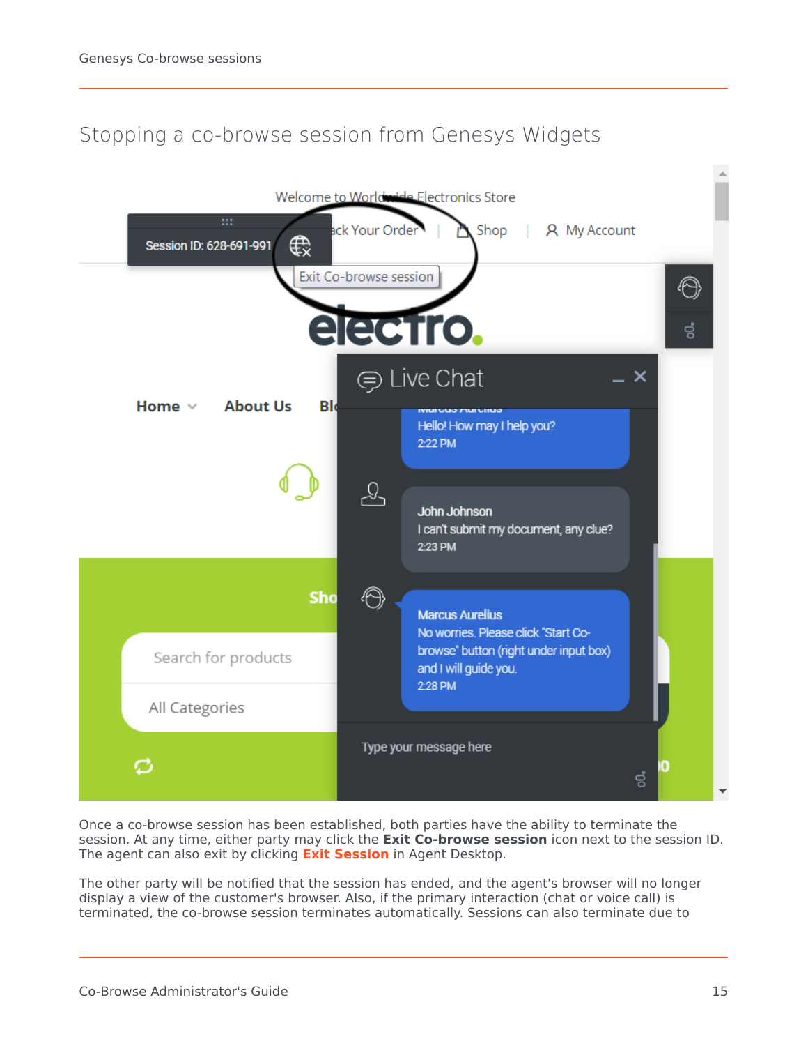## Stopping a co-browse session from Genesys Widgets

Once a co-browse session has been established, both parties have the ability to terminate the session. At any time, either party may click the **Exit Co-browse session** icon next to the session ID. The agent can also exit by clicking **Exit Session** in Agent Desktop.

The other party will be notified that the session has ended, and the agent's browser will no longer display a view of the customer's browser. Also, if the primary interaction (chat or voice call) is terminated, the co-browse session terminates automatically. Sessions can also terminate due to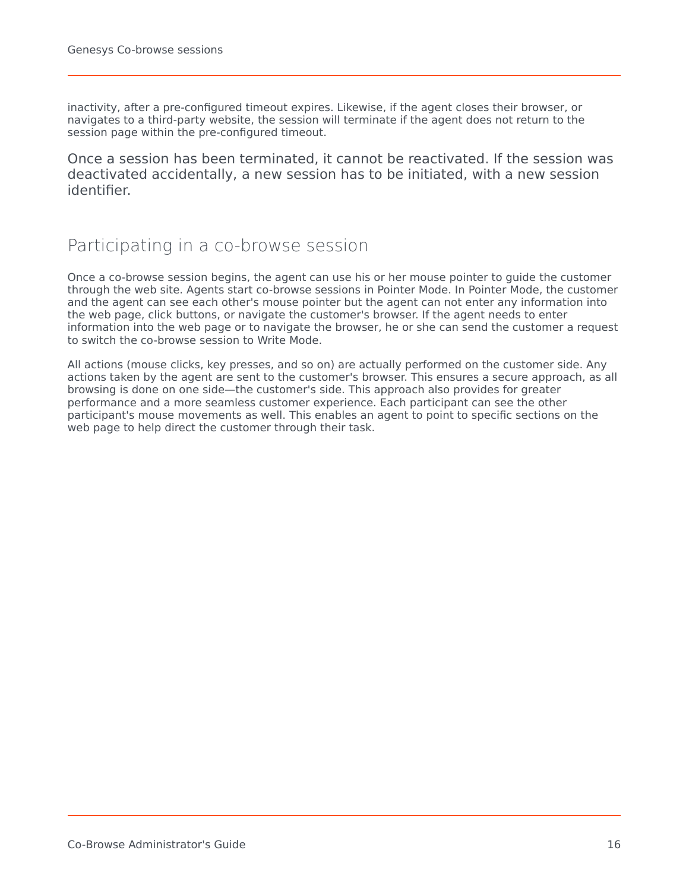inactivity, after a pre-configured timeout expires. Likewise, if the agent closes their browser, or navigates to a third-party website, the session will terminate if the agent does not return to the session page within the pre-configured timeout.

Once a session has been terminated, it cannot be reactivated. If the session was deactivated accidentally, a new session has to be initiated, with a new session identifier.

## Participating in a co-browse session

Once a co-browse session begins, the agent can use his or her mouse pointer to guide the customer through the web site. Agents start co-browse sessions in Pointer Mode. In Pointer Mode, the customer and the agent can see each other's mouse pointer but the agent can not enter any information into the web page, click buttons, or navigate the customer's browser. If the agent needs to enter information into the web page or to navigate the browser, he or she can send the customer a request to switch the co-browse session to Write Mode.

All actions (mouse clicks, key presses, and so on) are actually performed on the customer side. Any actions taken by the agent are sent to the customer's browser. This ensures a secure approach, as all browsing is done on one side—the customer's side. This approach also provides for greater performance and a more seamless customer experience. Each participant can see the other participant's mouse movements as well. This enables an agent to point to specific sections on the web page to help direct the customer through their task.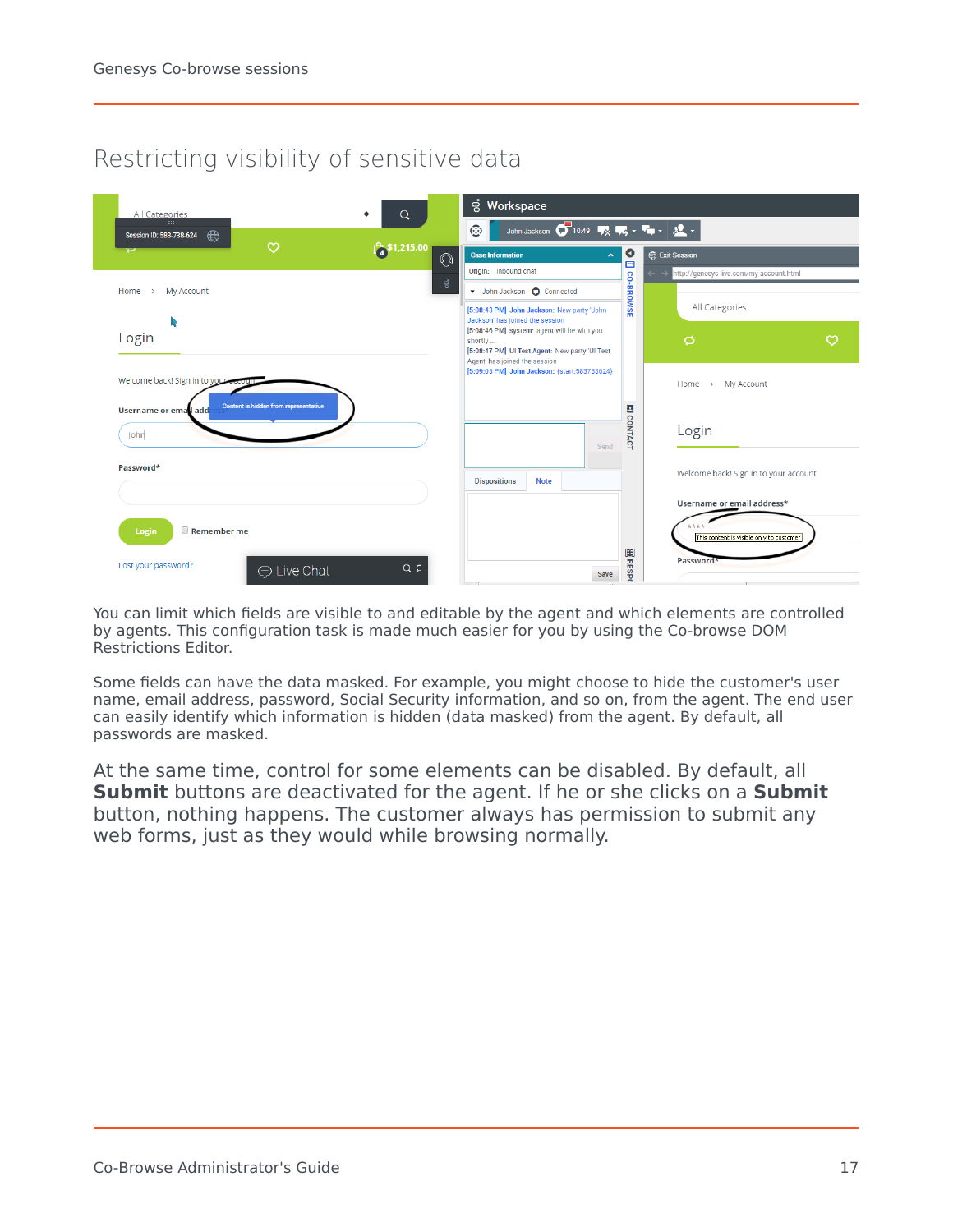## Restricting visibility of sensitive data

You can limit which fields are visible to and editable by the agent and which elements are controlled by agents. This configuration task is made much easier for you by using the Co-browse DOM Restrictions Editor.

Some fields can have the data masked. For example, you might choose to hide the customer's user name, email address, password, Social Security information, and so on, from the agent. The end user can easily identify which information is hidden (data masked) from the agent. By default, all passwords are masked.

At the same time, control for some elements can be disabled. By default, all **Submit** buttons are deactivated for the agent. If he or she clicks on a **Submit** button, nothing happens. The customer always has permission to submit any web forms, just as they would while browsing normally.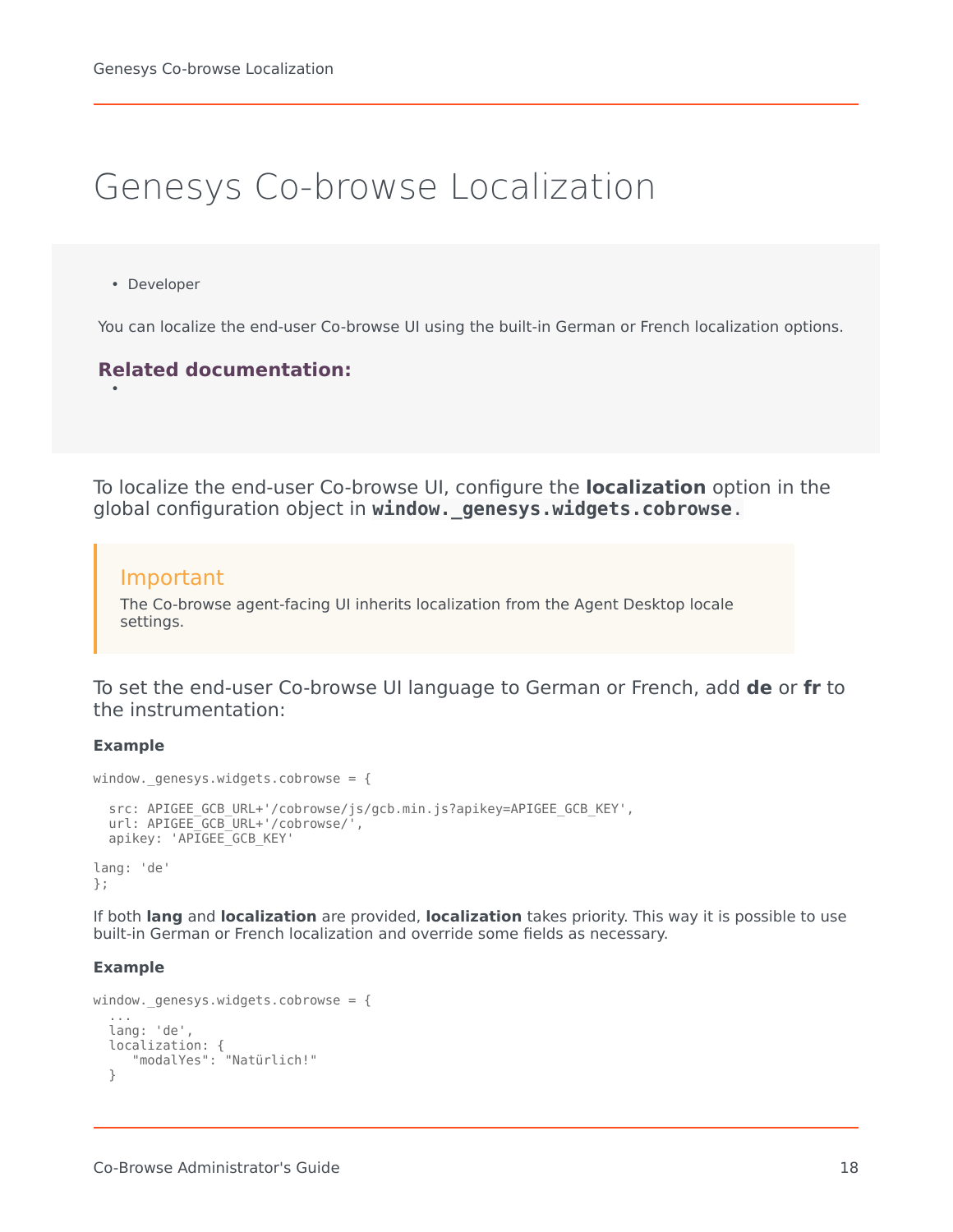# Genesys Co-browse Localization

- Developer

You can localize the end-user Co-browse UI using the built-in German or French localization options.

**Related documentation:**

- 

To localize the end-user Co-browse UI, configure the **localization** option in the global configuration object in `window._genesys.widgets.cobrowse`.

> **Important**
> The Co-browse agent-facing UI inherits localization from the Agent Desktop locale settings.

To set the end-user Co-browse UI language to German or French, add **de** or **fr** to the instrumentation:

**Example**

```
window._genesys.widgets.cobrowse = {

  src: APIGEE_GCB_URL+'/cobrowse/js/gcb.min.js?apikey=APIGEE_GCB_KEY',
  url: APIGEE_GCB_URL+'/cobrowse/',
  apikey: 'APIGEE_GCB_KEY'

lang: 'de'
};
```

If both **lang** and **localization** are provided, **localization** takes priority. This way it is possible to use built-in German or French localization and override some fields as necessary.

**Example**

```
window._genesys.widgets.cobrowse = {
  ...
  lang: 'de',
  localization: {
     "modalYes": "Natürlich!"
  }
```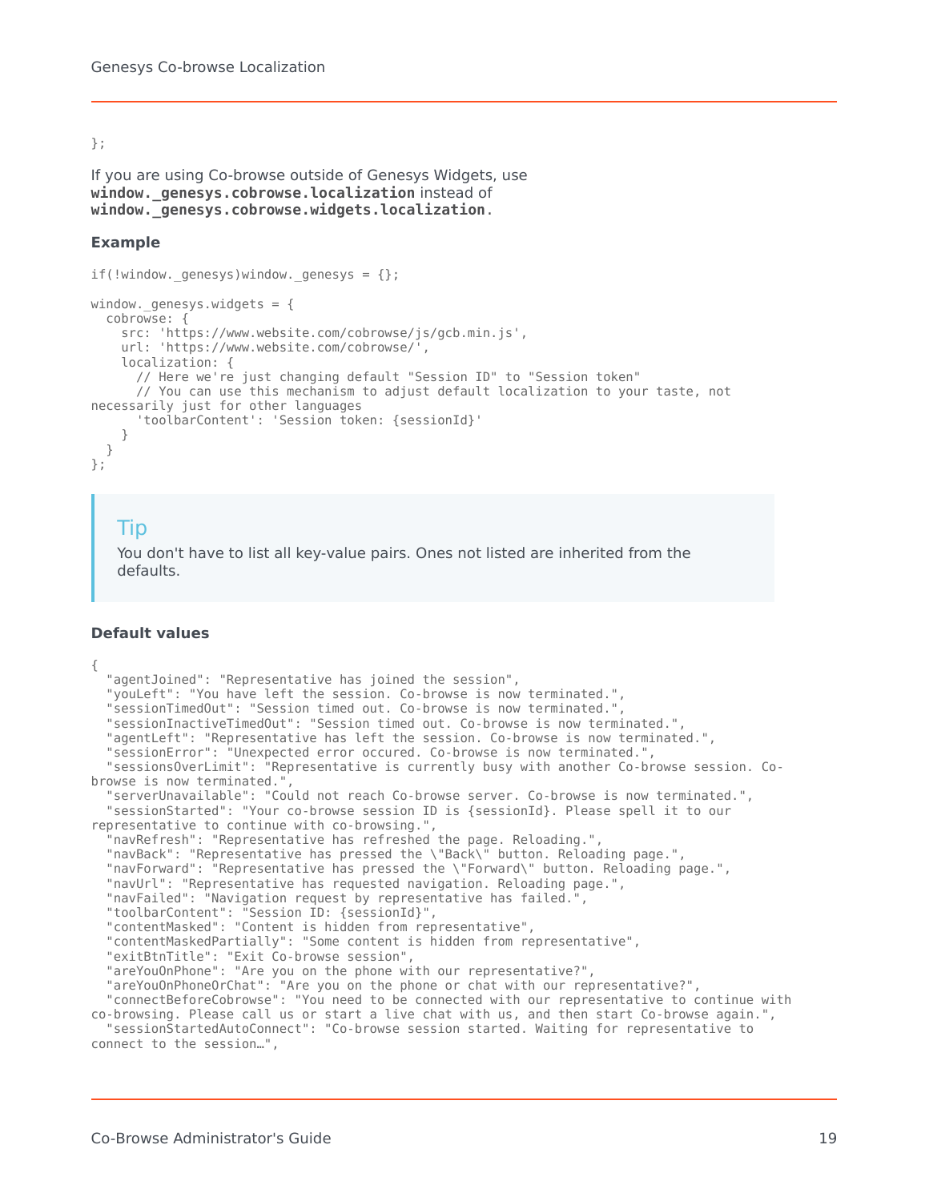```
};
```

If you are using Co-browse outside of Genesys Widgets, use **window._genesys.cobrowse.localization** instead of **window._genesys.cobrowse.widgets.localization**.

#### Example

```
if(!window._genesys)window._genesys = {};

window._genesys.widgets = {
  cobrowse: {
    src: 'https://www.website.com/cobrowse/js/gcb.min.js',
    url: 'https://www.website.com/cobrowse/',
    localization: {
      // Here we're just changing default "Session ID" to "Session token"
      // You can use this mechanism to adjust default localization to your taste, not
necessarily just for other languages
      'toolbarContent': 'Session token: {sessionId}'
    }
  }
};
```

> **Tip**
> You don't have to list all key-value pairs. Ones not listed are inherited from the defaults.

#### Default values

```
{
  "agentJoined": "Representative has joined the session",
  "youLeft": "You have left the session. Co-browse is now terminated.",
  "sessionTimedOut": "Session timed out. Co-browse is now terminated.",
  "sessionInactiveTimedOut": "Session timed out. Co-browse is now terminated.",
  "agentLeft": "Representative has left the session. Co-browse is now terminated.",
  "sessionError": "Unexpected error occured. Co-browse is now terminated.",
  "sessionsOverLimit": "Representative is currently busy with another Co-browse session. Co-
browse is now terminated.",
  "serverUnavailable": "Could not reach Co-browse server. Co-browse is now terminated.",
  "sessionStarted": "Your co-browse session ID is {sessionId}. Please spell it to our
representative to continue with co-browsing.",
  "navRefresh": "Representative has refreshed the page. Reloading.",
  "navBack": "Representative has pressed the \"Back\" button. Reloading page.",
  "navForward": "Representative has pressed the \"Forward\" button. Reloading page.",
  "navUrl": "Representative has requested navigation. Reloading page.",
  "navFailed": "Navigation request by representative has failed.",
  "toolbarContent": "Session ID: {sessionId}",
  "contentMasked": "Content is hidden from representative",
  "contentMaskedPartially": "Some content is hidden from representative",
  "exitBtnTitle": "Exit Co-browse session",
  "areYouOnPhone": "Are you on the phone with our representative?",
  "areYouOnPhoneOrChat": "Are you on the phone or chat with our representative?",
  "connectBeforeCobrowse": "You need to be connected with our representative to continue with
co-browsing. Please call us or start a live chat with us, and then start Co-browse again.",
  "sessionStartedAutoConnect": "Co-browse session started. Waiting for representative to
connect to the session…",
```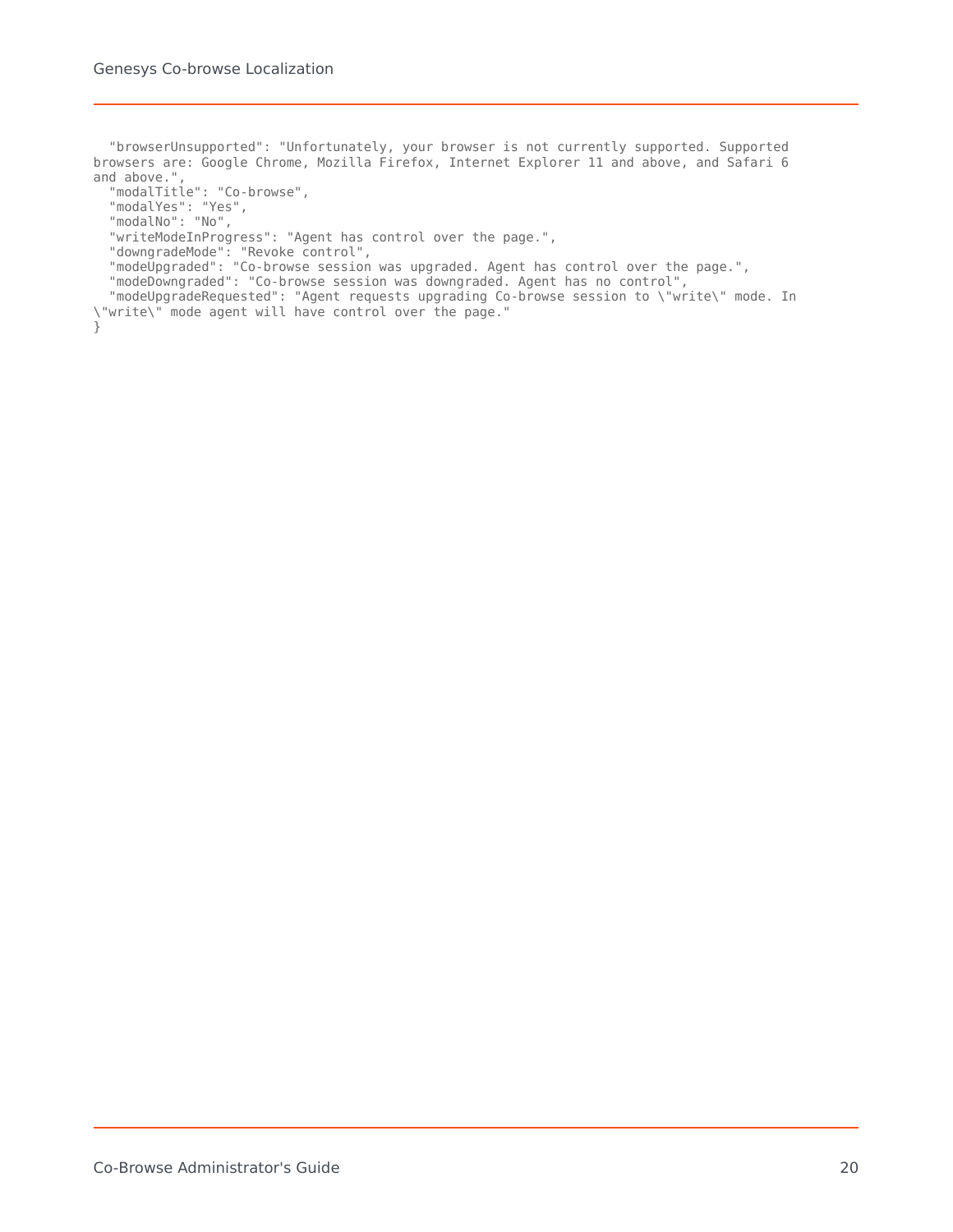```
  "browserUnsupported": "Unfortunately, your browser is not currently supported. Supported
browsers are: Google Chrome, Mozilla Firefox, Internet Explorer 11 and above, and Safari 6
and above.",
  "modalTitle": "Co-browse",
  "modalYes": "Yes",
  "modalNo": "No",
  "writeModeInProgress": "Agent has control over the page.",
  "downgradeMode": "Revoke control",
  "modeUpgraded": "Co-browse session was upgraded. Agent has control over the page.",
  "modeDowngraded": "Co-browse session was downgraded. Agent has no control",
  "modeUpgradeRequested": "Agent requests upgrading Co-browse session to \"write\" mode. In
\"write\" mode agent will have control over the page."
}
```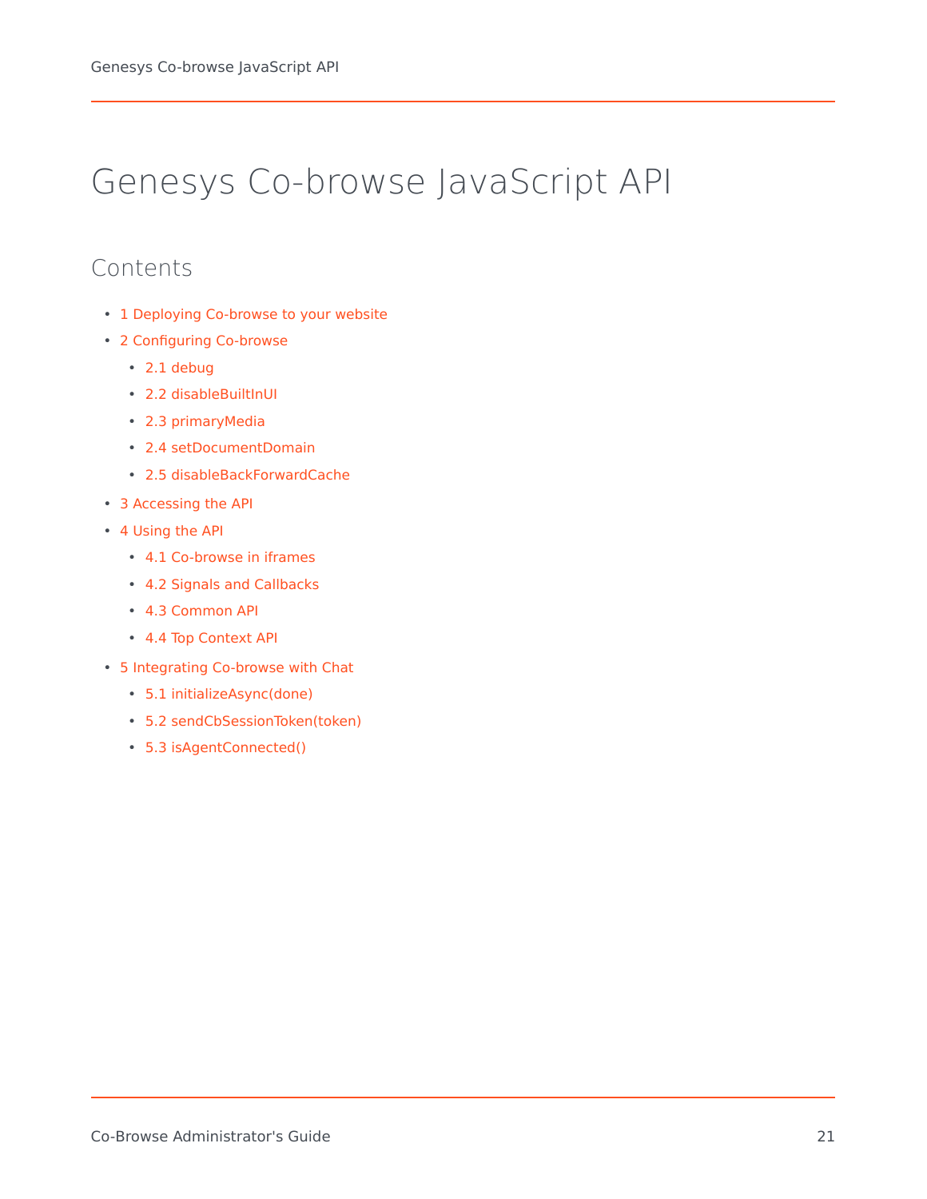# Genesys Co-browse JavaScript API

## Contents

- 1 Deploying Co-browse to your website
- 2 Configuring Co-browse
  - 2.1 debug
  - 2.2 disableBuiltInUI
  - 2.3 primaryMedia
  - 2.4 setDocumentDomain
  - 2.5 disableBackForwardCache
- 3 Accessing the API
- 4 Using the API
  - 4.1 Co-browse in iframes
  - 4.2 Signals and Callbacks
  - 4.3 Common API
  - 4.4 Top Context API
- 5 Integrating Co-browse with Chat
  - 5.1 initializeAsync(done)
  - 5.2 sendCbSessionToken(token)
  - 5.3 isAgentConnected()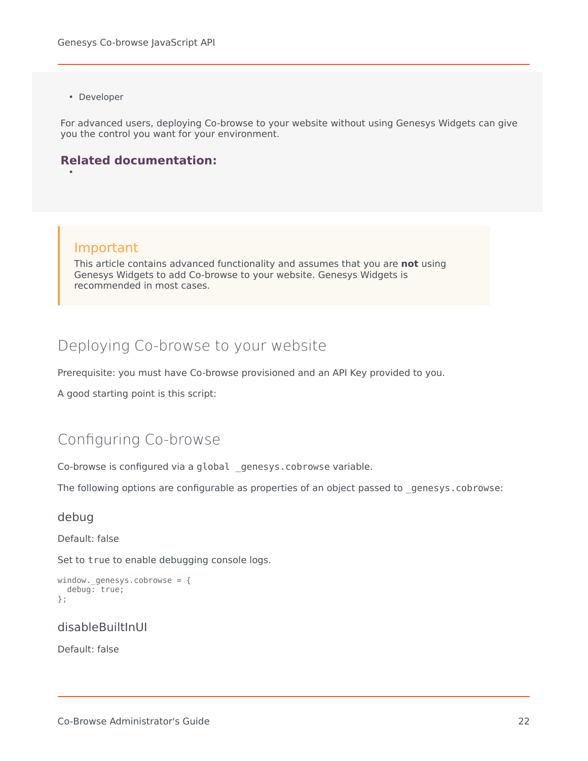- Developer

For advanced users, deploying Co-browse to your website without using Genesys Widgets can give you the control you want for your environment.

**Related documentation:**

- 

> **Important**
>
> This article contains advanced functionality and assumes that you are **not** using Genesys Widgets to add Co-browse to your website. Genesys Widgets is recommended in most cases.

## Deploying Co-browse to your website

Prerequisite: you must have Co-browse provisioned and an API Key provided to you.

A good starting point is this script:

## Configuring Co-browse

Co-browse is configured via a `global _genesys.cobrowse` variable.

The following options are configurable as properties of an object passed to `_genesys.cobrowse`:

### debug

Default: false

Set to `true` to enable debugging console logs.

```
window._genesys.cobrowse = {
  debug: true;
};
```

### disableBuiltInUI

Default: false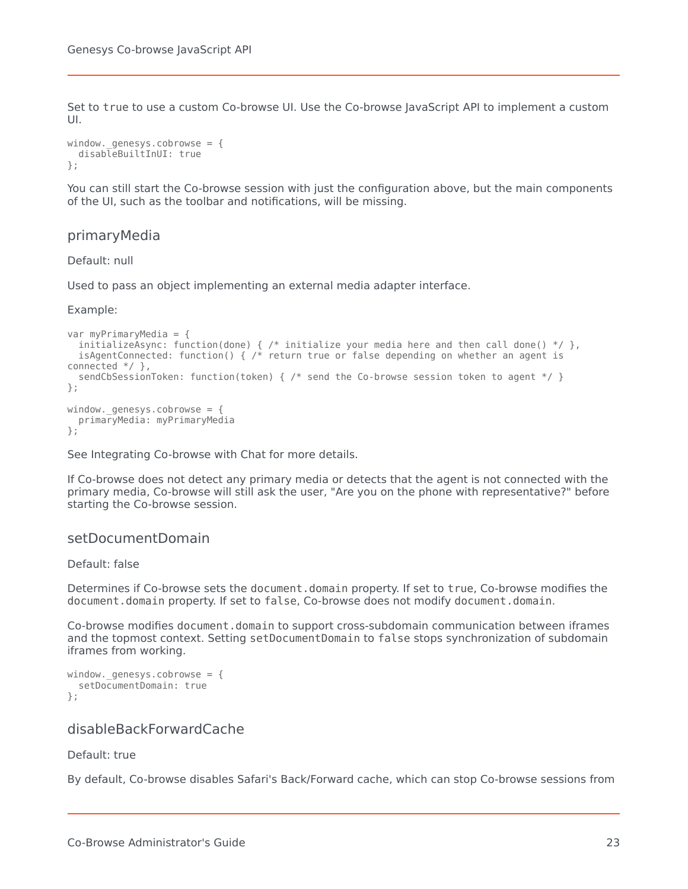Set to `true` to use a custom Co-browse UI. Use the Co-browse JavaScript API to implement a custom UI.

```
window._genesys.cobrowse = {
  disableBuiltInUI: true
};
```

You can still start the Co-browse session with just the configuration above, but the main components of the UI, such as the toolbar and notifications, will be missing.

## primaryMedia

Default: null

Used to pass an object implementing an external media adapter interface.

Example:

```
var myPrimaryMedia = {
  initializeAsync: function(done) { /* initialize your media here and then call done() */ },
  isAgentConnected: function() { /* return true or false depending on whether an agent is
connected */ },
  sendCbSessionToken: function(token) { /* send the Co-browse session token to agent */ }
};

window._genesys.cobrowse = {
  primaryMedia: myPrimaryMedia
};
```

See Integrating Co-browse with Chat for more details.

If Co-browse does not detect any primary media or detects that the agent is not connected with the primary media, Co-browse will still ask the user, "Are you on the phone with representative?" before starting the Co-browse session.

## setDocumentDomain

Default: false

Determines if Co-browse sets the `document.domain` property. If set to `true`, Co-browse modifies the `document.domain` property. If set to `false`, Co-browse does not modify `document.domain`.

Co-browse modifies `document.domain` to support cross-subdomain communication between iframes and the topmost context. Setting `setDocumentDomain` to `false` stops synchronization of subdomain iframes from working.

```
window._genesys.cobrowse = {
  setDocumentDomain: true
};
```

## disableBackForwardCache

Default: true

By default, Co-browse disables Safari's Back/Forward cache, which can stop Co-browse sessions from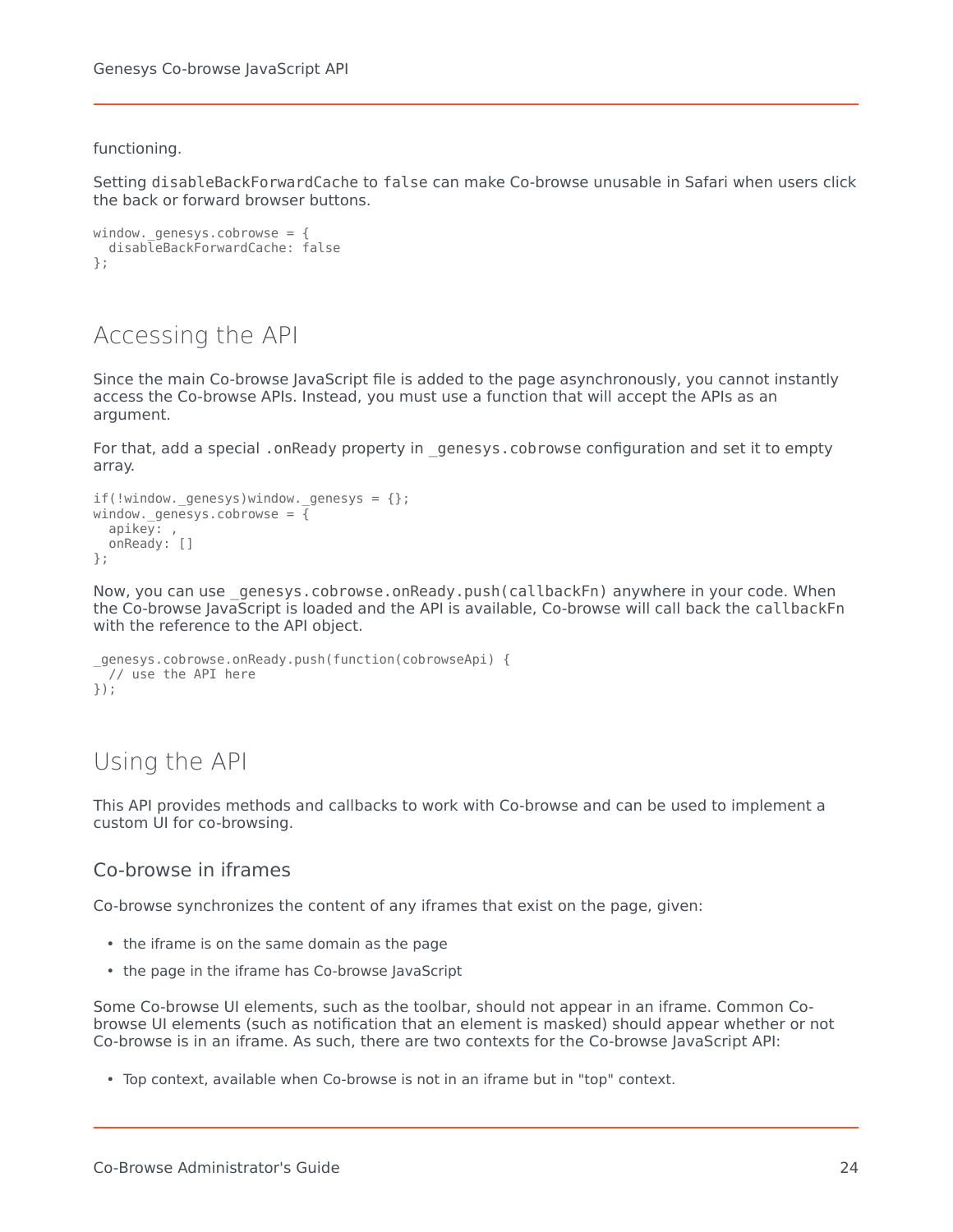functioning.

Setting `disableBackForwardCache` to `false` can make Co-browse unusable in Safari when users click the back or forward browser buttons.

```
window._genesys.cobrowse = {
  disableBackForwardCache: false
};
```

## Accessing the API

Since the main Co-browse JavaScript file is added to the page asynchronously, you cannot instantly access the Co-browse APIs. Instead, you must use a function that will accept the APIs as an argument.

For that, add a special `.onReady` property in `_genesys.cobrowse` configuration and set it to empty array.

```
if(!window._genesys)window._genesys = {};
window._genesys.cobrowse = {
  apikey: ,
  onReady: []
};
```

Now, you can use `_genesys.cobrowse.onReady.push(callbackFn)` anywhere in your code. When the Co-browse JavaScript is loaded and the API is available, Co-browse will call back the `callbackFn` with the reference to the API object.

```
_genesys.cobrowse.onReady.push(function(cobrowseApi) {
  // use the API here
});
```

## Using the API

This API provides methods and callbacks to work with Co-browse and can be used to implement a custom UI for co-browsing.

### Co-browse in iframes

Co-browse synchronizes the content of any iframes that exist on the page, given:

- the iframe is on the same domain as the page
- the page in the iframe has Co-browse JavaScript

Some Co-browse UI elements, such as the toolbar, should not appear in an iframe. Common Co-browse UI elements (such as notification that an element is masked) should appear whether or not Co-browse is in an iframe. As such, there are two contexts for the Co-browse JavaScript API:

- Top context, available when Co-browse is not in an iframe but in "top" context.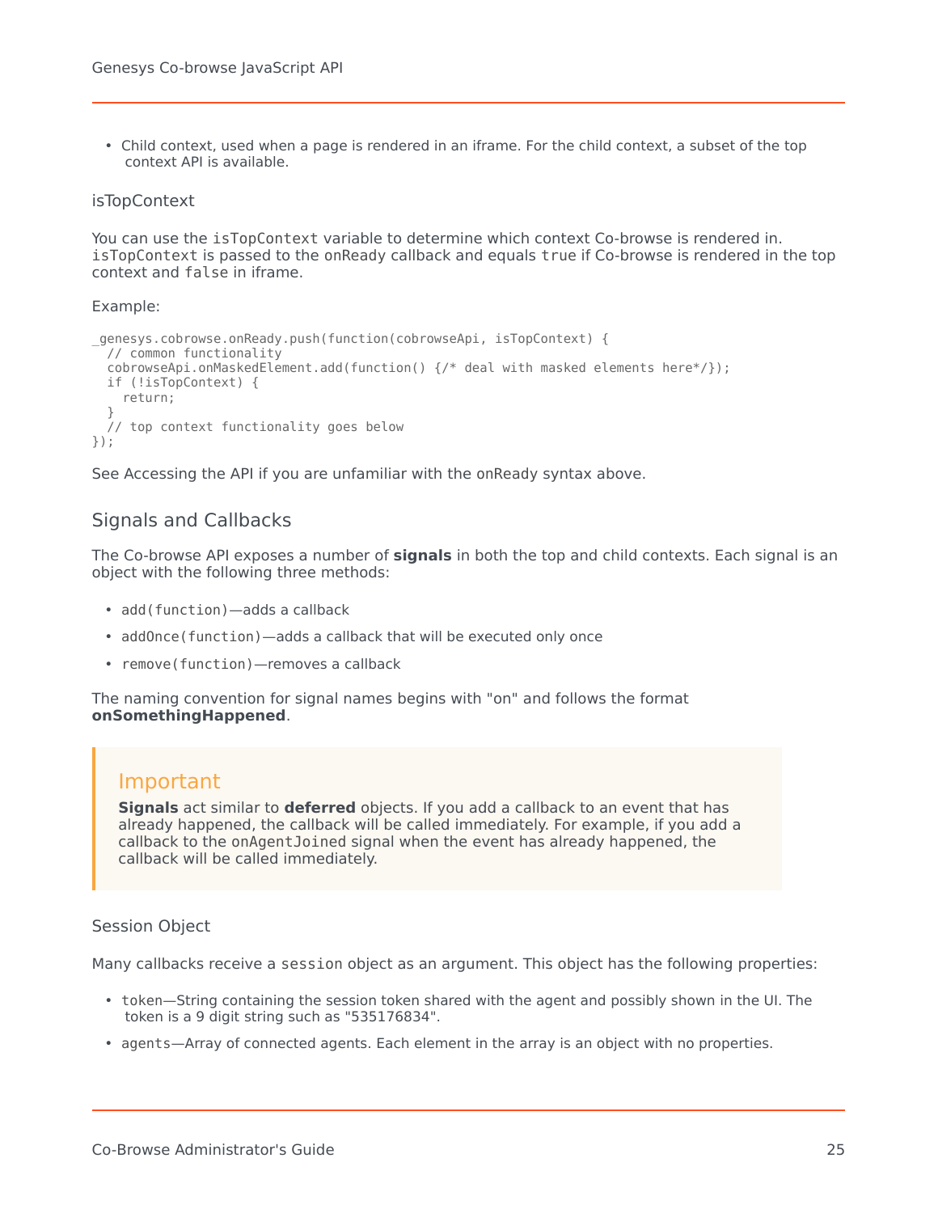- Child context, used when a page is rendered in an iframe. For the child context, a subset of the top context API is available.

### isTopContext

You can use the `isTopContext` variable to determine which context Co-browse is rendered in. `isTopContext` is passed to the onReady callback and equals `true` if Co-browse is rendered in the top context and `false` in iframe.

Example:

```
_genesys.cobrowse.onReady.push(function(cobrowseApi, isTopContext) {
  // common functionality
  cobrowseApi.onMaskedElement.add(function() {/* deal with masked elements here*/});
  if (!isTopContext) {
    return;
  }
  // top context functionality goes below
});
```

See Accessing the API if you are unfamiliar with the onReady syntax above.

## Signals and Callbacks

The Co-browse API exposes a number of **signals** in both the top and child contexts. Each signal is an object with the following three methods:

- `add(function)`—adds a callback
- `addOnce(function)`—adds a callback that will be executed only once
- `remove(function)`—removes a callback

The naming convention for signal names begins with "on" and follows the format **onSomethingHappened**.

> **Important**
>
> **Signals** act similar to **deferred** objects. If you add a callback to an event that has already happened, the callback will be called immediately. For example, if you add a callback to the `onAgentJoined` signal when the event has already happened, the callback will be called immediately.

### Session Object

Many callbacks receive a `session` object as an argument. This object has the following properties:

- `token`—String containing the session token shared with the agent and possibly shown in the UI. The token is a 9 digit string such as "535176834".
- `agents`—Array of connected agents. Each element in the array is an object with no properties.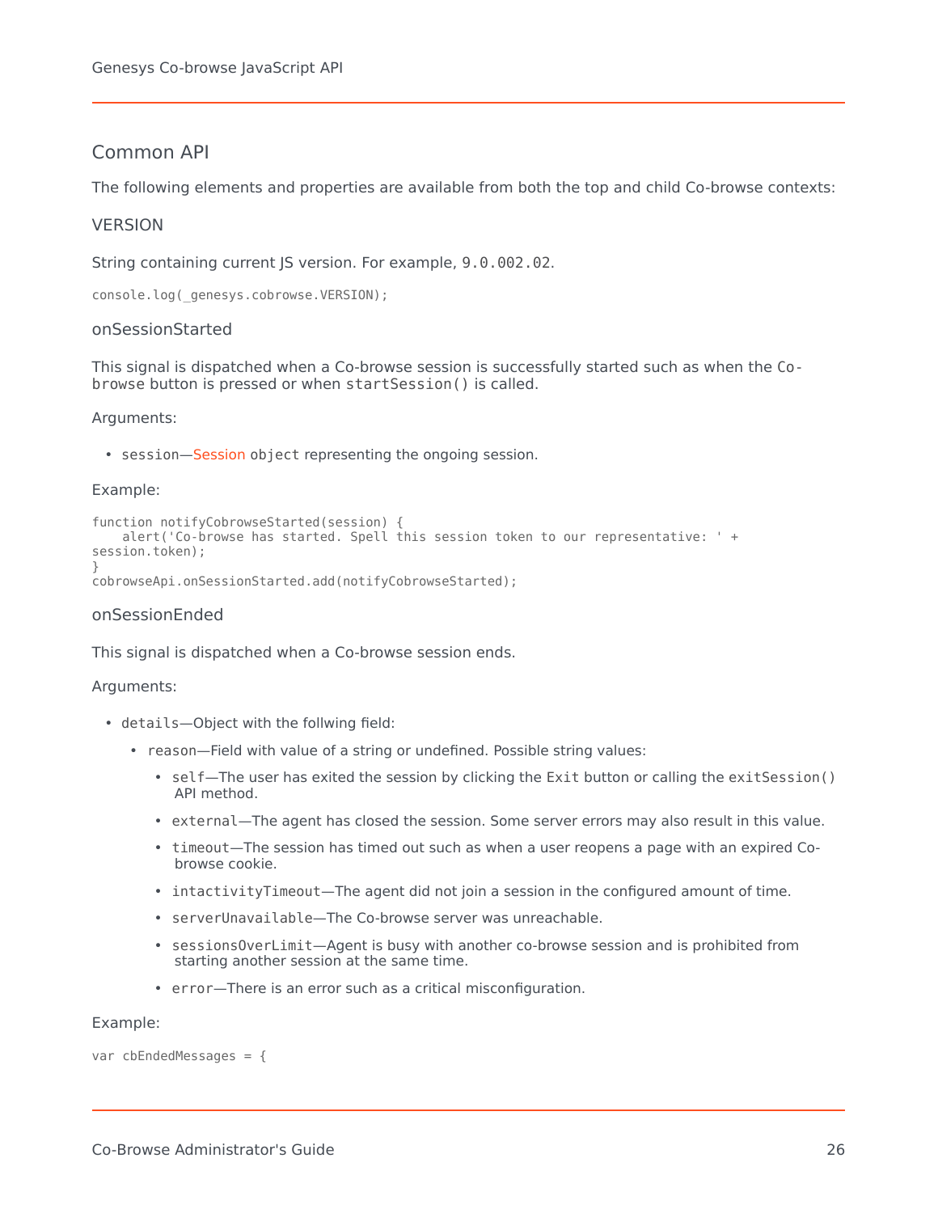## Common API

The following elements and properties are available from both the top and child Co-browse contexts:

### VERSION

String containing current JS version. For example, `9.0.002.02`.

```
console.log(_genesys.cobrowse.VERSION);
```

### onSessionStarted

This signal is dispatched when a Co-browse session is successfully started such as when the `Co-browse` button is pressed or when `startSession()` is called.

Arguments:

- `session`—Session `object` representing the ongoing session.

Example:

```
function notifyCobrowseStarted(session) {
    alert('Co-browse has started. Spell this session token to our representative: ' +
session.token);
}
cobrowseApi.onSessionStarted.add(notifyCobrowseStarted);
```

### onSessionEnded

This signal is dispatched when a Co-browse session ends.

Arguments:

- `details`—Object with the follwing field:
  - `reason`—Field with value of a string or undefined. Possible string values:
    - `self`—The user has exited the session by clicking the `Exit` button or calling the `exitSession()` API method.
    - `external`—The agent has closed the session. Some server errors may also result in this value.
    - `timeout`—The session has timed out such as when a user reopens a page with an expired Co-browse cookie.
    - `intactivityTimeout`—The agent did not join a session in the configured amount of time.
    - `serverUnavailable`—The Co-browse server was unreachable.
    - `sessionsOverLimit`—Agent is busy with another co-browse session and is prohibited from starting another session at the same time.
    - `error`—There is an error such as a critical misconfiguration.

Example:

```
var cbEndedMessages = {
```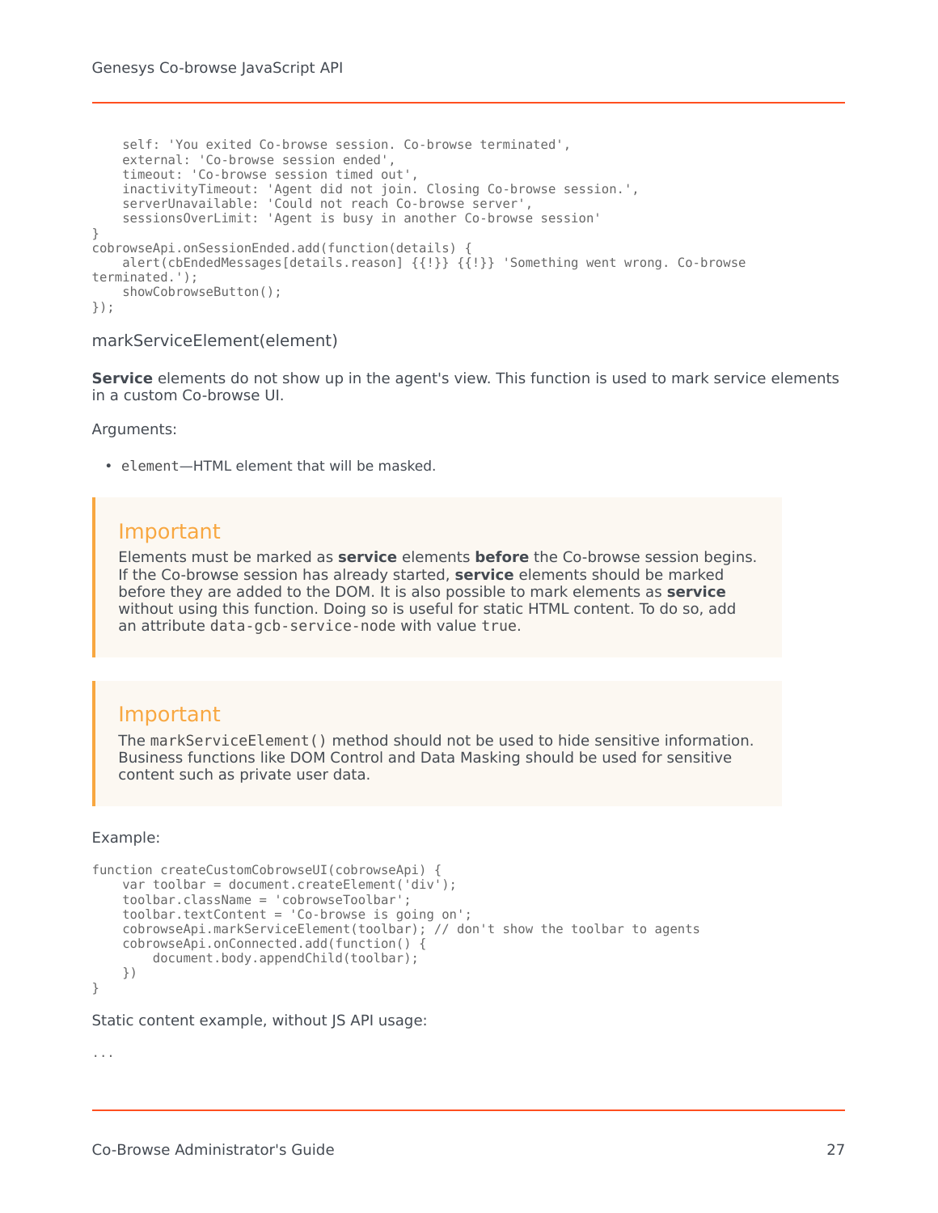```
    self: 'You exited Co-browse session. Co-browse terminated',
    external: 'Co-browse session ended',
    timeout: 'Co-browse session timed out',
    inactivityTimeout: 'Agent did not join. Closing Co-browse session.',
    serverUnavailable: 'Could not reach Co-browse server',
    sessionsOverLimit: 'Agent is busy in another Co-browse session'
}
cobrowseApi.onSessionEnded.add(function(details) {
    alert(cbEndedMessages[details.reason] {{!}} {{!}} 'Something went wrong. Co-browse
terminated.');
    showCobrowseButton();
});
```

### markServiceElement(element)

**Service** elements do not show up in the agent's view. This function is used to mark service elements in a custom Co-browse UI.

Arguments:

- `element`—HTML element that will be masked.

> **Important**
>
> Elements must be marked as **service** elements **before** the Co-browse session begins. If the Co-browse session has already started, **service** elements should be marked before they are added to the DOM. It is also possible to mark elements as **service** without using this function. Doing so is useful for static HTML content. To do so, add an attribute `data-gcb-service-node` with value `true`.

> **Important**
>
> The `markServiceElement()` method should not be used to hide sensitive information. Business functions like DOM Control and Data Masking should be used for sensitive content such as private user data.

Example:

```
function createCustomCobrowseUI(cobrowseApi) {
    var toolbar = document.createElement('div');
    toolbar.className = 'cobrowseToolbar';
    toolbar.textContent = 'Co-browse is going on';
    cobrowseApi.markServiceElement(toolbar); // don't show the toolbar to agents
    cobrowseApi.onConnected.add(function() {
        document.body.appendChild(toolbar);
    })
}
```

Static content example, without JS API usage:

```
...
```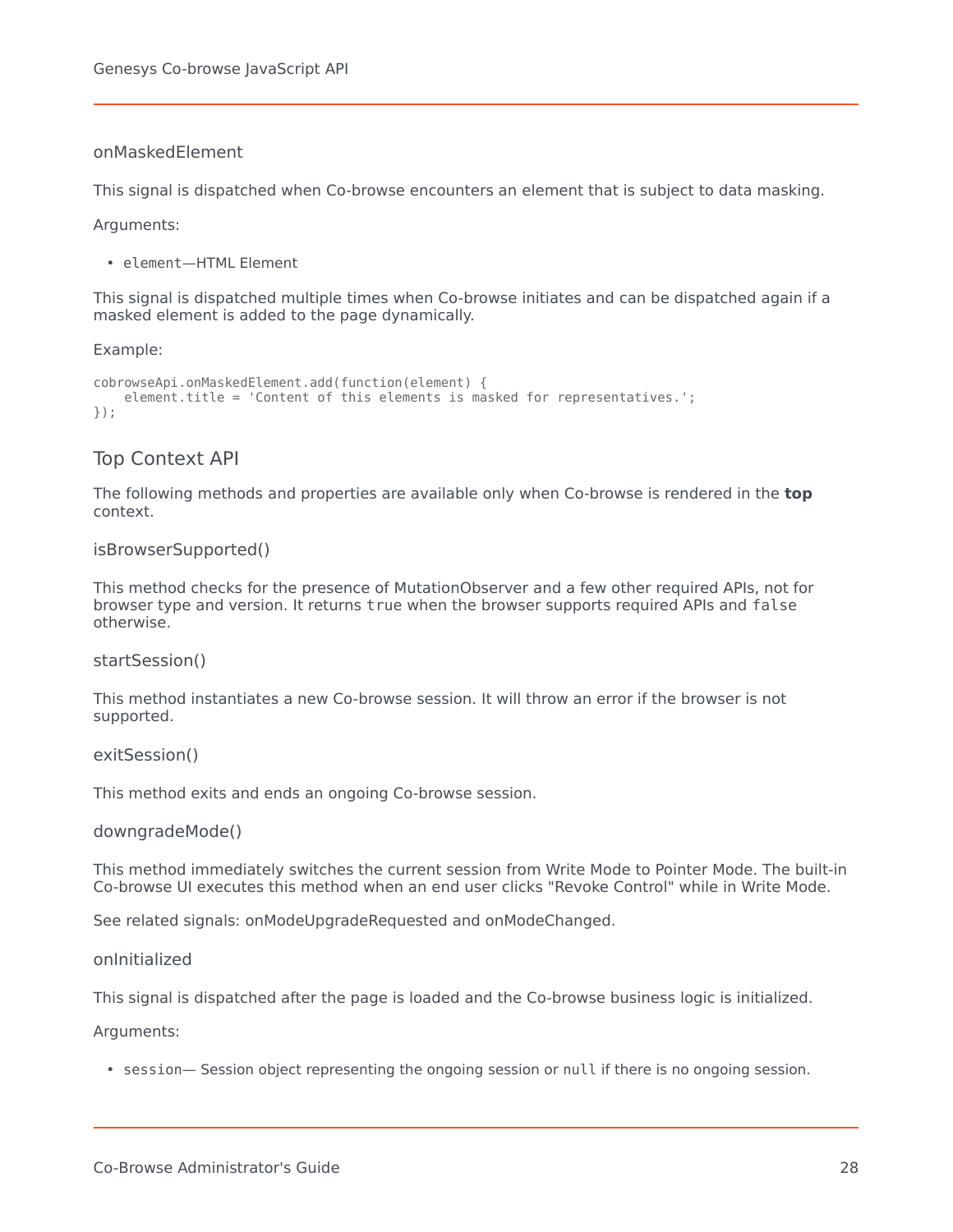#### onMaskedElement

This signal is dispatched when Co-browse encounters an element that is subject to data masking.

Arguments:

- `element`—HTML Element

This signal is dispatched multiple times when Co-browse initiates and can be dispatched again if a masked element is added to the page dynamically.

Example:

```
cobrowseApi.onMaskedElement.add(function(element) {
    element.title = 'Content of this elements is masked for representatives.';
});
```

### Top Context API

The following methods and properties are available only when Co-browse is rendered in the **top** context.

#### isBrowserSupported()

This method checks for the presence of MutationObserver and a few other required APIs, not for browser type and version. It returns `true` when the browser supports required APIs and `false` otherwise.

#### startSession()

This method instantiates a new Co-browse session. It will throw an error if the browser is not supported.

#### exitSession()

This method exits and ends an ongoing Co-browse session.

#### downgradeMode()

This method immediately switches the current session from Write Mode to Pointer Mode. The built-in Co-browse UI executes this method when an end user clicks "Revoke Control" while in Write Mode.

See related signals: onModeUpgradeRequested and onModeChanged.

#### onInitialized

This signal is dispatched after the page is loaded and the Co-browse business logic is initialized.

Arguments:

- `session`— Session object representing the ongoing session or `null` if there is no ongoing session.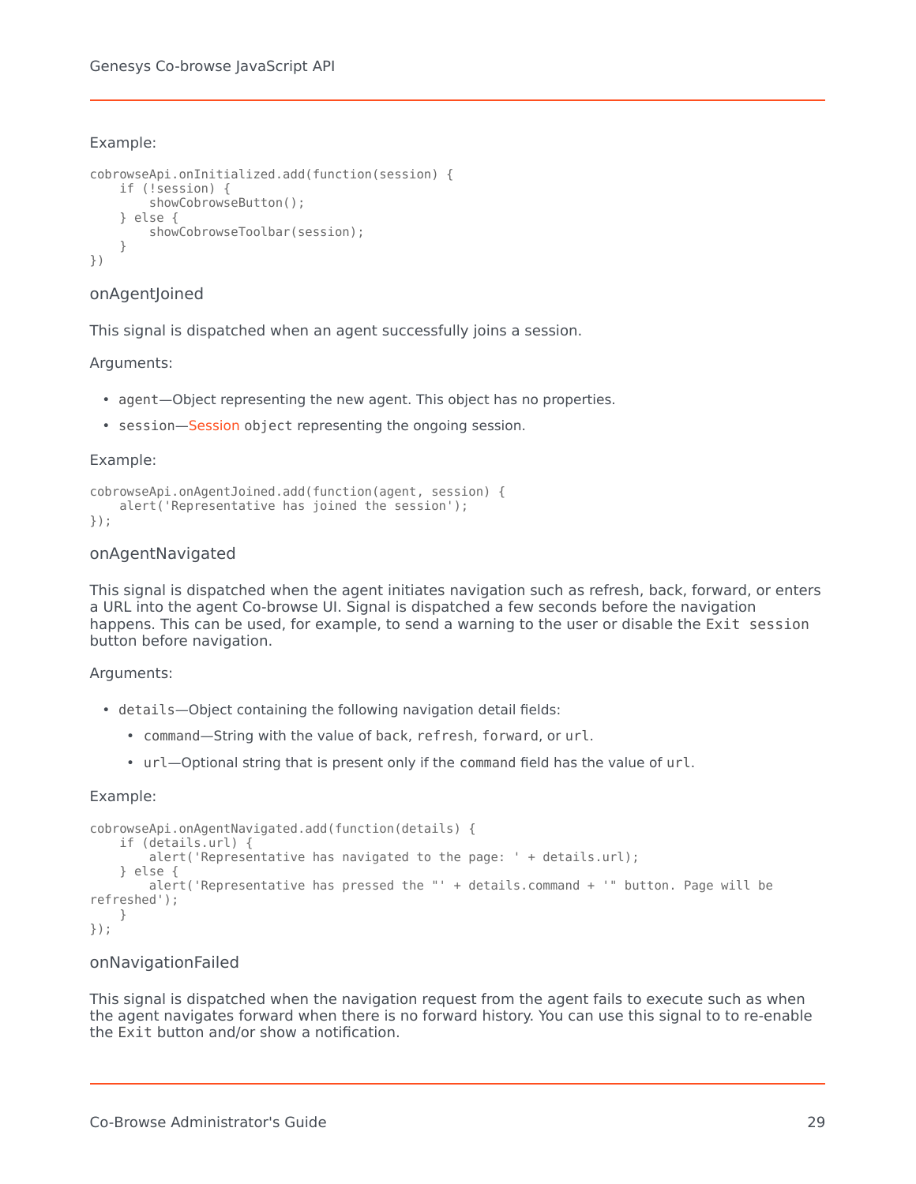Example:

```
cobrowseApi.onInitialized.add(function(session) {
    if (!session) {
        showCobrowseButton();
    } else {
        showCobrowseToolbar(session);
    }
})
```

### onAgentJoined

This signal is dispatched when an agent successfully joins a session.

Arguments:

- `agent`—Object representing the new agent. This object has no properties.
- `session`—Session `object` representing the ongoing session.

Example:

```
cobrowseApi.onAgentJoined.add(function(agent, session) {
    alert('Representative has joined the session');
});
```

### onAgentNavigated

This signal is dispatched when the agent initiates navigation such as refresh, back, forward, or enters a URL into the agent Co-browse UI. Signal is dispatched a few seconds before the navigation happens. This can be used, for example, to send a warning to the user or disable the `Exit session` button before navigation.

Arguments:

- `details`—Object containing the following navigation detail fields:
  - `command`—String with the value of `back`, `refresh`, `forward`, or `url`.
  - `url`—Optional string that is present only if the `command` field has the value of `url`.

Example:

```
cobrowseApi.onAgentNavigated.add(function(details) {
    if (details.url) {
        alert('Representative has navigated to the page: ' + details.url);
    } else {
        alert('Representative has pressed the "' + details.command + '" button. Page will be
refreshed');
    }
});
```

### onNavigationFailed

This signal is dispatched when the navigation request from the agent fails to execute such as when the agent navigates forward when there is no forward history. You can use this signal to to re-enable the `Exit` button and/or show a notification.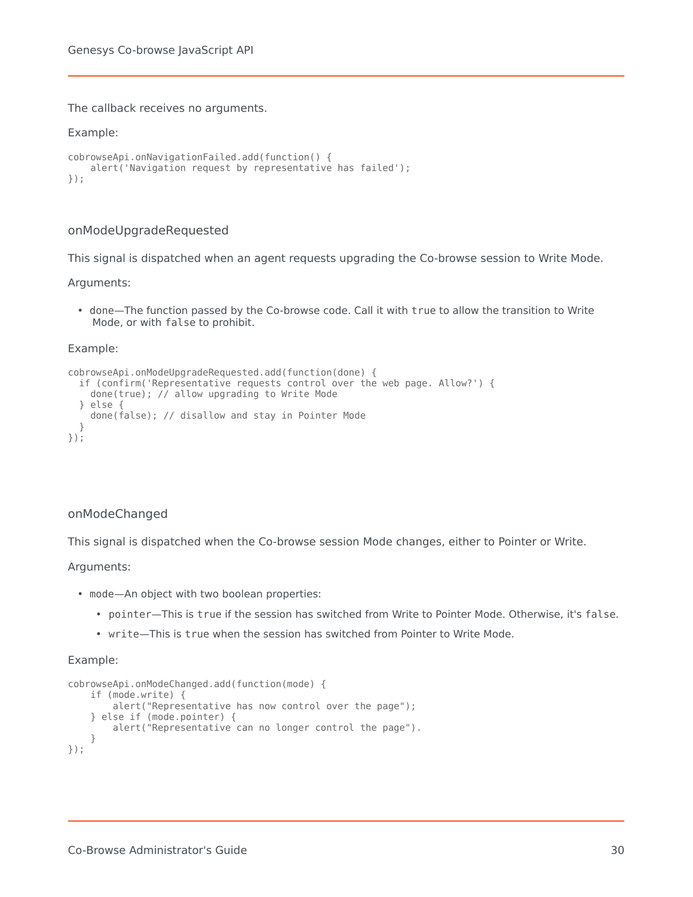The callback receives no arguments.

Example:

```
cobrowseApi.onNavigationFailed.add(function() {
    alert('Navigation request by representative has failed');
});
```

### onModeUpgradeRequested

This signal is dispatched when an agent requests upgrading the Co-browse session to Write Mode.

Arguments:

- done—The function passed by the Co-browse code. Call it with `true` to allow the transition to Write Mode, or with `false` to prohibit.

Example:

```
cobrowseApi.onModeUpgradeRequested.add(function(done) {
  if (confirm('Representative requests control over the web page. Allow?') {
    done(true); // allow upgrading to Write Mode
  } else {
    done(false); // disallow and stay in Pointer Mode
  }
});
```

### onModeChanged

This signal is dispatched when the Co-browse session Mode changes, either to Pointer or Write.

Arguments:

- mode—An object with two boolean properties:
  - `pointer`—This is `true` if the session has switched from Write to Pointer Mode. Otherwise, it's `false`.
  - `write`—This is `true` when the session has switched from Pointer to Write Mode.

Example:

```
cobrowseApi.onModeChanged.add(function(mode) {
    if (mode.write) {
        alert("Representative has now control over the page");
    } else if (mode.pointer) {
        alert("Representative can no longer control the page").
    }
});
```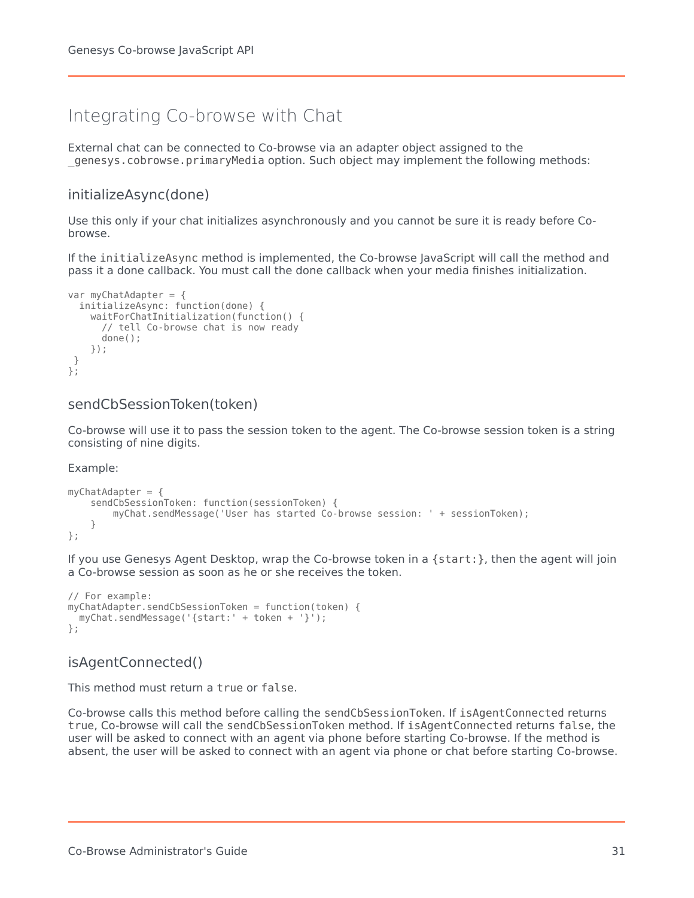# Integrating Co-browse with Chat

External chat can be connected to Co-browse via an adapter object assigned to the `_genesys.cobrowse.primaryMedia` option. Such object may implement the following methods:

## initializeAsync(done)

Use this only if your chat initializes asynchronously and you cannot be sure it is ready before Co-browse.

If the `initializeAsync` method is implemented, the Co-browse JavaScript will call the method and pass it a done callback. You must call the done callback when your media finishes initialization.

```
var myChatAdapter = {
  initializeAsync: function(done) {
    waitForChatInitialization(function() {
      // tell Co-browse chat is now ready
      done();
    });
 }
};
```

## sendCbSessionToken(token)

Co-browse will use it to pass the session token to the agent. The Co-browse session token is a string consisting of nine digits.

Example:

```
myChatAdapter = {
    sendCbSessionToken: function(sessionToken) {
        myChat.sendMessage('User has started Co-browse session: ' + sessionToken);
    }
};
```

If you use Genesys Agent Desktop, wrap the Co-browse token in a `{start:}`, then the agent will join a Co-browse session as soon as he or she receives the token.

```
// For example:
myChatAdapter.sendCbSessionToken = function(token) {
  myChat.sendMessage('{start:' + token + '}');
};
```

## isAgentConnected()

This method must return a `true` or `false`.

Co-browse calls this method before calling the `sendCbSessionToken`. If `isAgentConnected` returns `true`, Co-browse will call the `sendCbSessionToken` method. If `isAgentConnected` returns `false`, the user will be asked to connect with an agent via phone before starting Co-browse. If the method is absent, the user will be asked to connect with an agent via phone or chat before starting Co-browse.